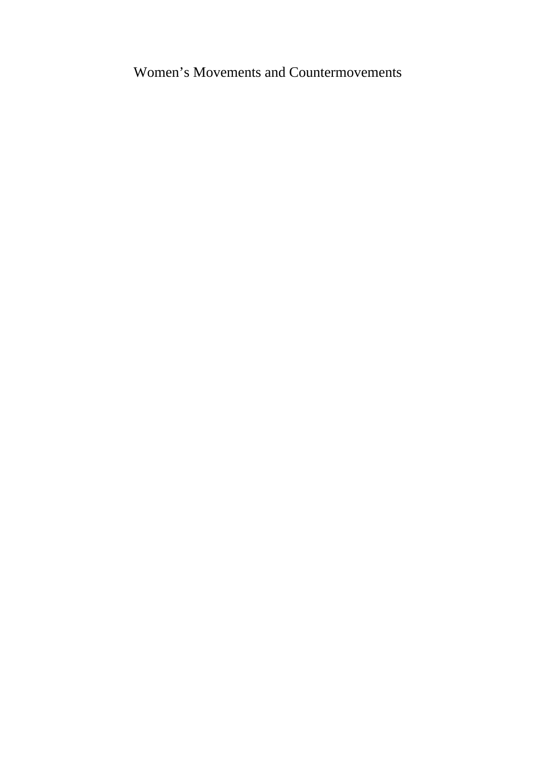# Women’s Movements and Countermovements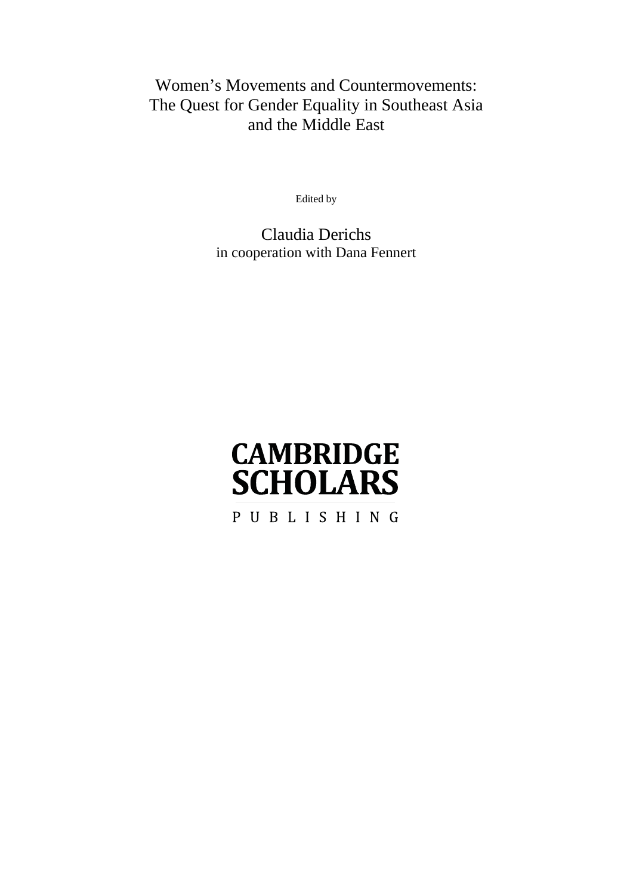# Women's Movements and Countermovements: The Quest for Gender Equality in Southeast Asia and the Middle East

Edited by

Claudia Derichs
in cooperation with Dana Fennert

CAMBRIDGE
SCHOLARS

PUBLISHING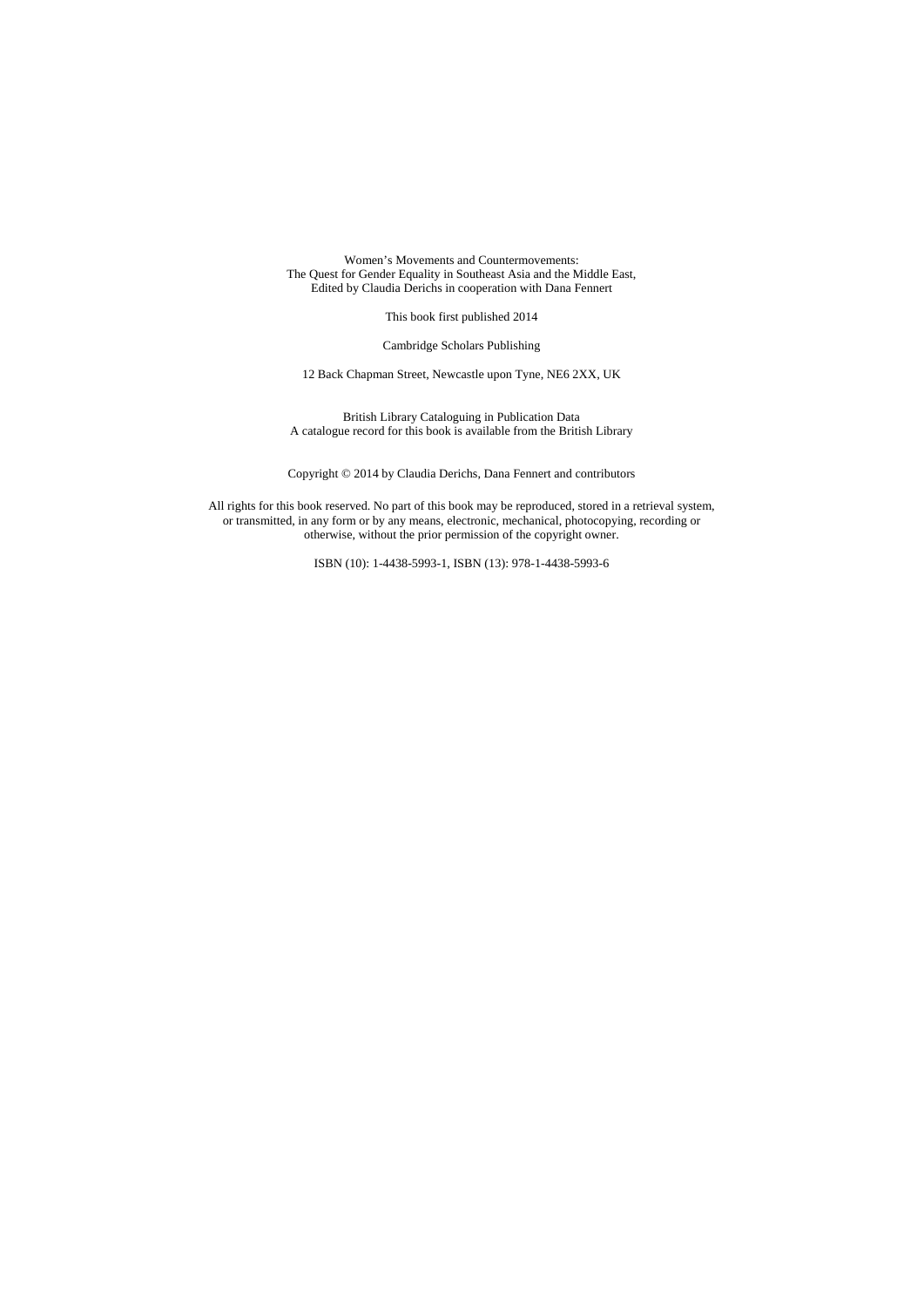Women's Movements and Countermovements:
The Quest for Gender Equality in Southeast Asia and the Middle East,
Edited by Claudia Derichs in cooperation with Dana Fennert

This book first published 2014

Cambridge Scholars Publishing

12 Back Chapman Street, Newcastle upon Tyne, NE6 2XX, UK

British Library Cataloguing in Publication Data
A catalogue record for this book is available from the British Library

Copyright © 2014 by Claudia Derichs, Dana Fennert and contributors

All rights for this book reserved. No part of this book may be reproduced, stored in a retrieval system, or transmitted, in any form or by any means, electronic, mechanical, photocopying, recording or otherwise, without the prior permission of the copyright owner.

ISBN (10): 1-4438-5993-1, ISBN (13): 978-1-4438-5993-6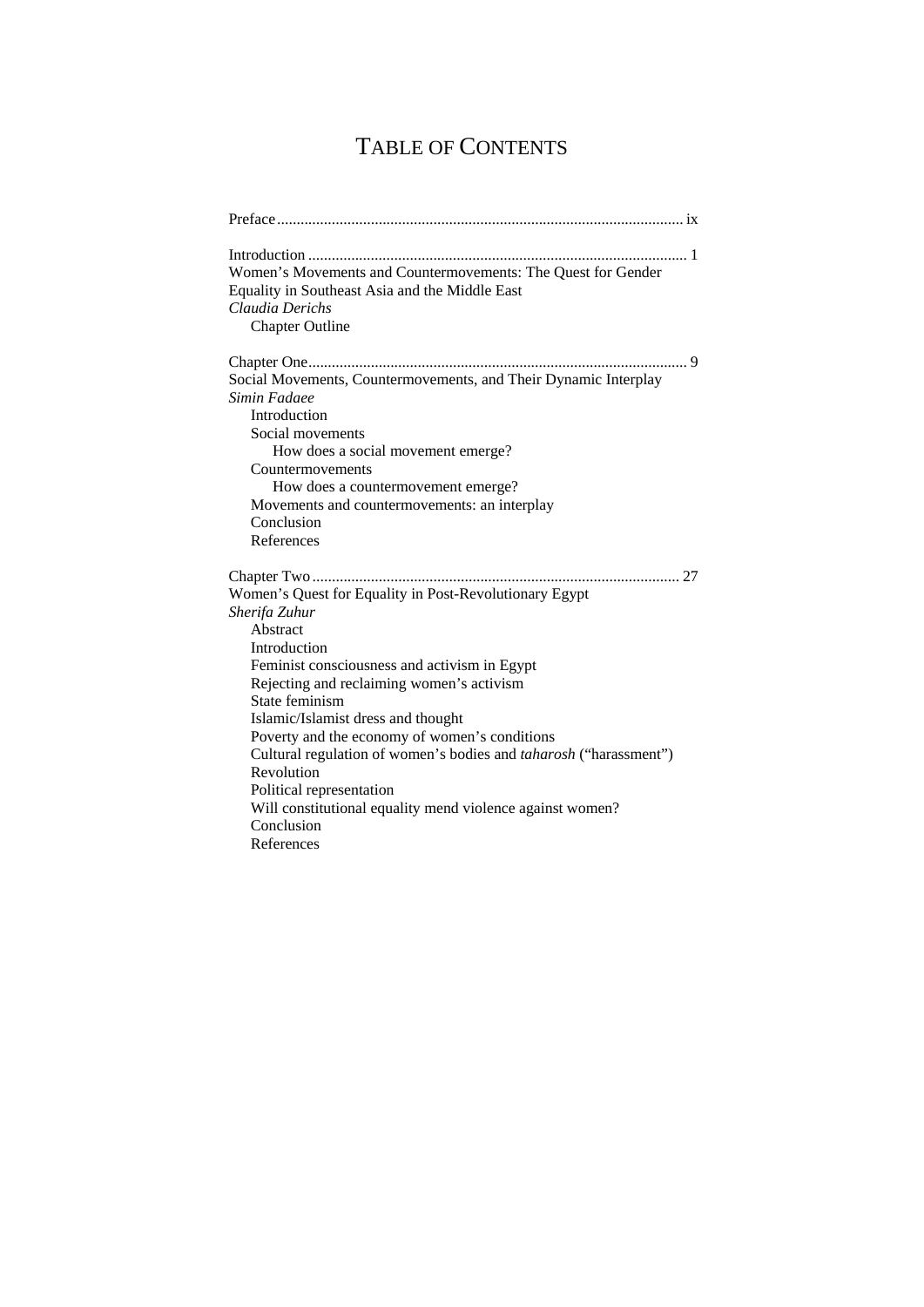# TABLE OF CONTENTS

Preface ........................................................................................................ ix

Introduction ................................................................................................ 1
Women's Movements and Countermovements: The Quest for Gender Equality in Southeast Asia and the Middle East
*Claudia Derichs*
- Chapter Outline

Chapter One................................................................................................. 9
Social Movements, Countermovements, and Their Dynamic Interplay
*Simin Fadaee*
- Introduction
- Social movements
  - How does a social movement emerge?
- Countermovements
  - How does a countermovement emerge?
- Movements and countermovements: an interplay
- Conclusion
- References

Chapter Two ............................................................................................. 27
Women's Quest for Equality in Post-Revolutionary Egypt
*Sherifa Zuhur*
- Abstract
- Introduction
- Feminist consciousness and activism in Egypt
- Rejecting and reclaiming women's activism
- State feminism
- Islamic/Islamist dress and thought
- Poverty and the economy of women's conditions
- Cultural regulation of women's bodies and *taharosh* ("harassment")
- Revolution
- Political representation
- Will constitutional equality mend violence against women?
- Conclusion
- References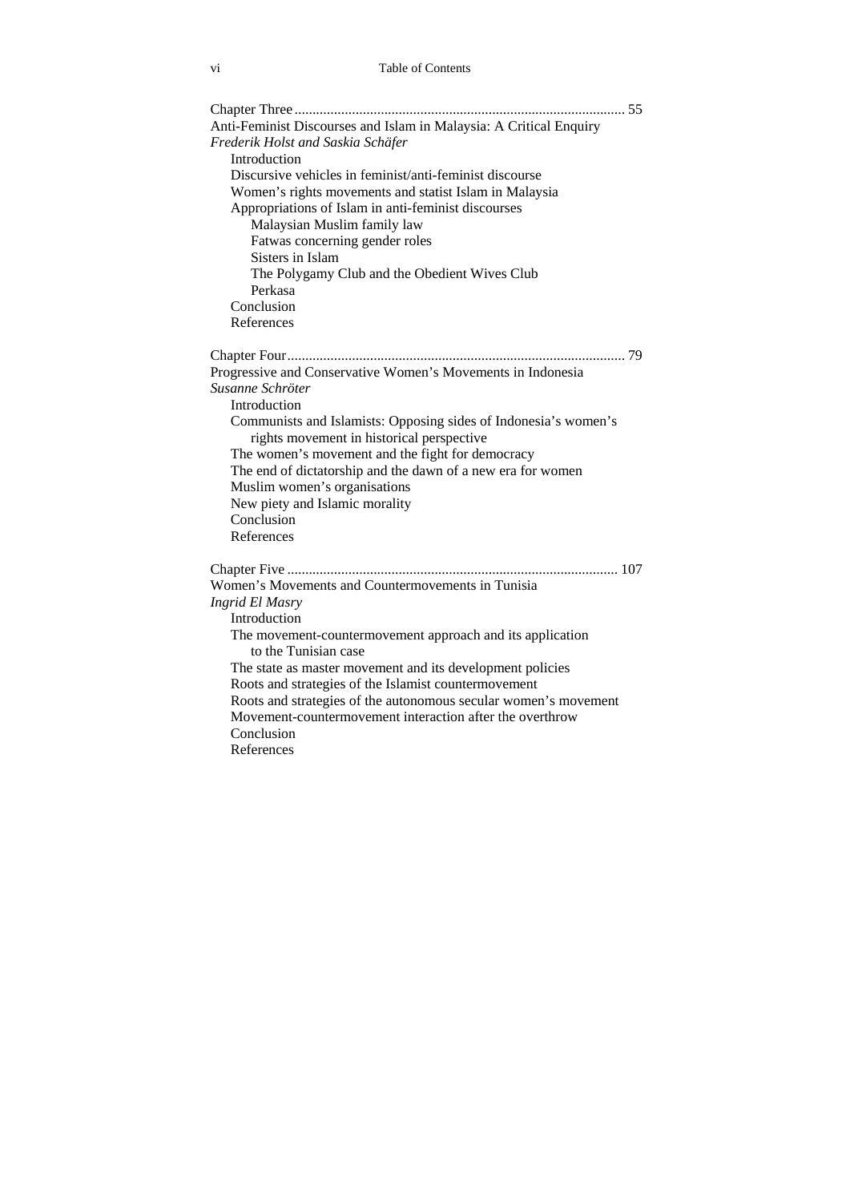Chapter Three ........................................................................................... 55

Anti-Feminist Discourses and Islam in Malaysia: A Critical Enquiry

*Frederik Holst and Saskia Schäfer*

- Introduction
- Discursive vehicles in feminist/anti-feminist discourse
- Women's rights movements and statist Islam in Malaysia
- Appropriations of Islam in anti-feminist discourses
  - Malaysian Muslim family law
  - Fatwas concerning gender roles
  - Sisters in Islam
  - The Polygamy Club and the Obedient Wives Club
  - Perkasa
- Conclusion
- References

Chapter Four............................................................................................ 79

Progressive and Conservative Women's Movements in Indonesia

*Susanne Schröter*

- Introduction
- Communists and Islamists: Opposing sides of Indonesia's women's rights movement in historical perspective
- The women's movement and the fight for democracy
- The end of dictatorship and the dawn of a new era for women
- Muslim women's organisations
- New piety and Islamic morality
- Conclusion
- References

Chapter Five ........................................................................................... 107

Women's Movements and Countermovements in Tunisia

*Ingrid El Masry*

- Introduction
- The movement-countermovement approach and its application to the Tunisian case
- The state as master movement and its development policies
- Roots and strategies of the Islamist countermovement
- Roots and strategies of the autonomous secular women's movement
- Movement-countermovement interaction after the overthrow
- Conclusion
- References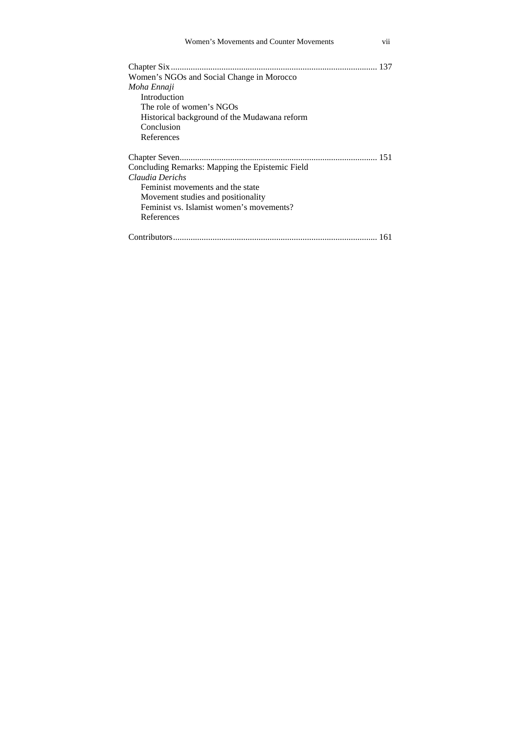Chapter Six .............................................................................................. 137
Women's NGOs and Social Change in Morocco
*Moha Ennaji*
- Introduction
- The role of women's NGOs
- Historical background of the Mudawana reform
- Conclusion
- References

Chapter Seven.......................................................................................... 151
Concluding Remarks: Mapping the Epistemic Field
*Claudia Derichs*
- Feminist movements and the state
- Movement studies and positionality
- Feminist vs. Islamist women's movements?
- References

Contributors............................................................................................. 161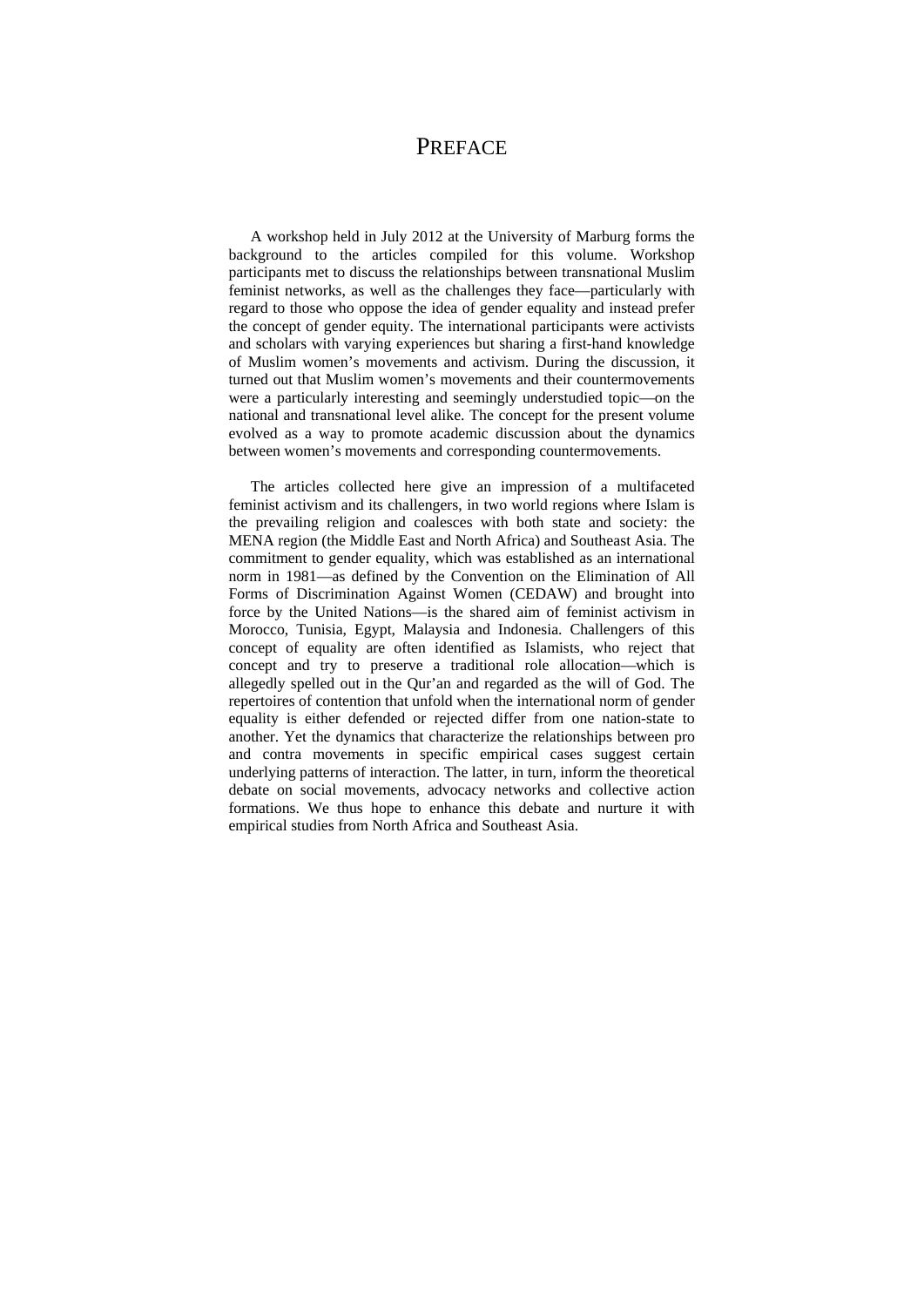# PREFACE

A workshop held in July 2012 at the University of Marburg forms the background to the articles compiled for this volume. Workshop participants met to discuss the relationships between transnational Muslim feminist networks, as well as the challenges they face—particularly with regard to those who oppose the idea of gender equality and instead prefer the concept of gender equity. The international participants were activists and scholars with varying experiences but sharing a first-hand knowledge of Muslim women's movements and activism. During the discussion, it turned out that Muslim women's movements and their countermovements were a particularly interesting and seemingly understudied topic—on the national and transnational level alike. The concept for the present volume evolved as a way to promote academic discussion about the dynamics between women's movements and corresponding countermovements.

The articles collected here give an impression of a multifaceted feminist activism and its challengers, in two world regions where Islam is the prevailing religion and coalesces with both state and society: the MENA region (the Middle East and North Africa) and Southeast Asia. The commitment to gender equality, which was established as an international norm in 1981—as defined by the Convention on the Elimination of All Forms of Discrimination Against Women (CEDAW) and brought into force by the United Nations—is the shared aim of feminist activism in Morocco, Tunisia, Egypt, Malaysia and Indonesia. Challengers of this concept of equality are often identified as Islamists, who reject that concept and try to preserve a traditional role allocation—which is allegedly spelled out in the Qur'an and regarded as the will of God. The repertoires of contention that unfold when the international norm of gender equality is either defended or rejected differ from one nation-state to another. Yet the dynamics that characterize the relationships between pro and contra movements in specific empirical cases suggest certain underlying patterns of interaction. The latter, in turn, inform the theoretical debate on social movements, advocacy networks and collective action formations. We thus hope to enhance this debate and nurture it with empirical studies from North Africa and Southeast Asia.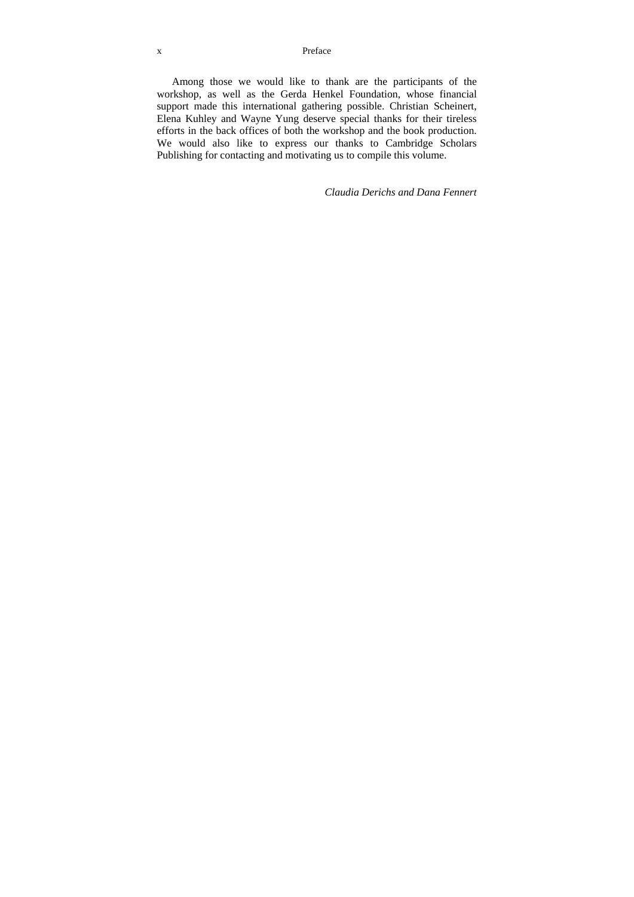Among those we would like to thank are the participants of the workshop, as well as the Gerda Henkel Foundation, whose financial support made this international gathering possible. Christian Scheinert, Elena Kuhley and Wayne Yung deserve special thanks for their tireless efforts in the back offices of both the workshop and the book production. We would also like to express our thanks to Cambridge Scholars Publishing for contacting and motivating us to compile this volume.

*Claudia Derichs and Dana Fennert*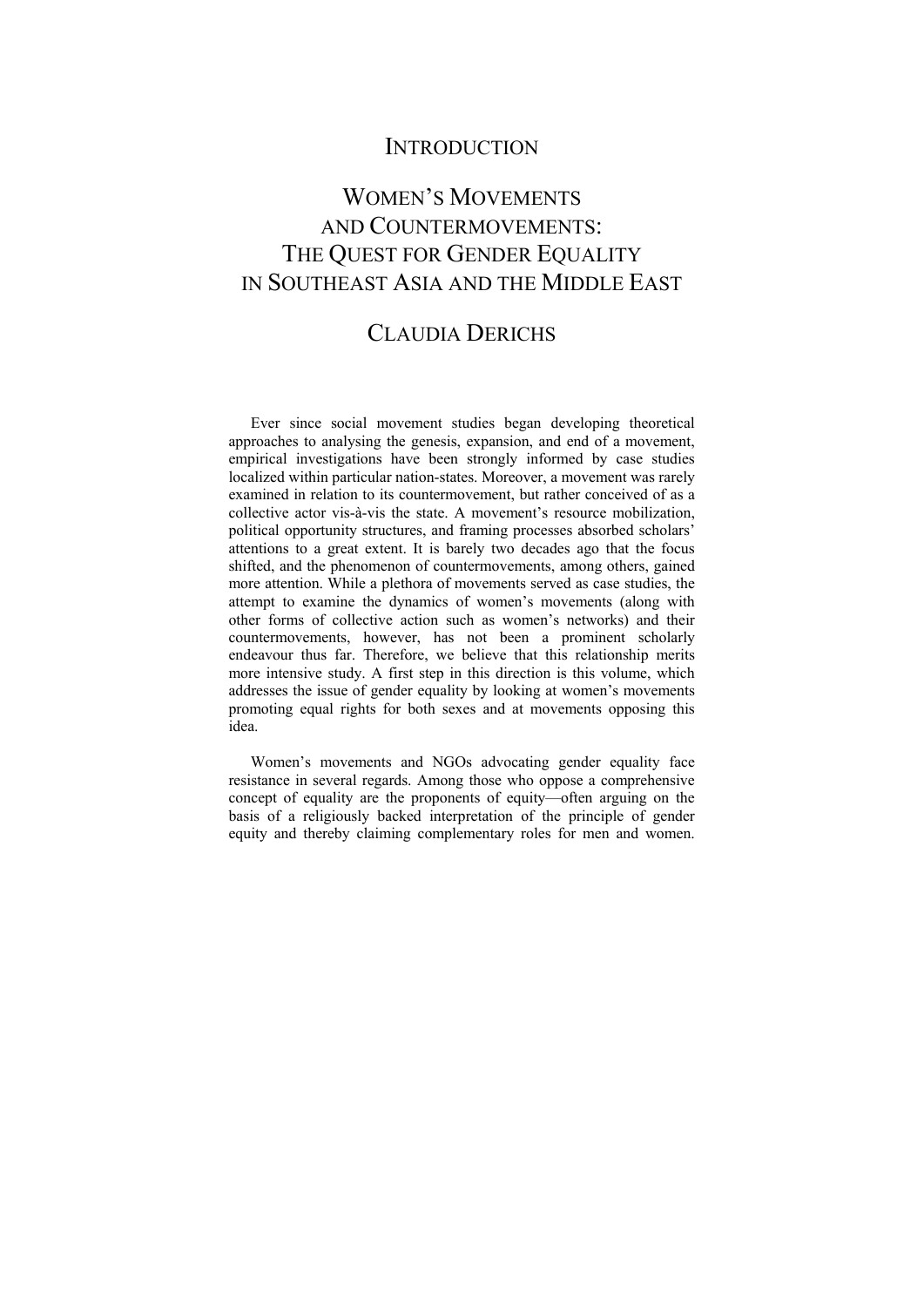# INTRODUCTION

# WOMEN'S MOVEMENTS AND COUNTERMOVEMENTS: THE QUEST FOR GENDER EQUALITY IN SOUTHEAST ASIA AND THE MIDDLE EAST

## CLAUDIA DERICHS

Ever since social movement studies began developing theoretical approaches to analysing the genesis, expansion, and end of a movement, empirical investigations have been strongly informed by case studies localized within particular nation-states. Moreover, a movement was rarely examined in relation to its countermovement, but rather conceived of as a collective actor vis-à-vis the state. A movement's resource mobilization, political opportunity structures, and framing processes absorbed scholars' attentions to a great extent. It is barely two decades ago that the focus shifted, and the phenomenon of countermovements, among others, gained more attention. While a plethora of movements served as case studies, the attempt to examine the dynamics of women's movements (along with other forms of collective action such as women's networks) and their countermovements, however, has not been a prominent scholarly endeavour thus far. Therefore, we believe that this relationship merits more intensive study. A first step in this direction is this volume, which addresses the issue of gender equality by looking at women's movements promoting equal rights for both sexes and at movements opposing this idea.

Women's movements and NGOs advocating gender equality face resistance in several regards. Among those who oppose a comprehensive concept of equality are the proponents of equity—often arguing on the basis of a religiously backed interpretation of the principle of gender equity and thereby claiming complementary roles for men and women.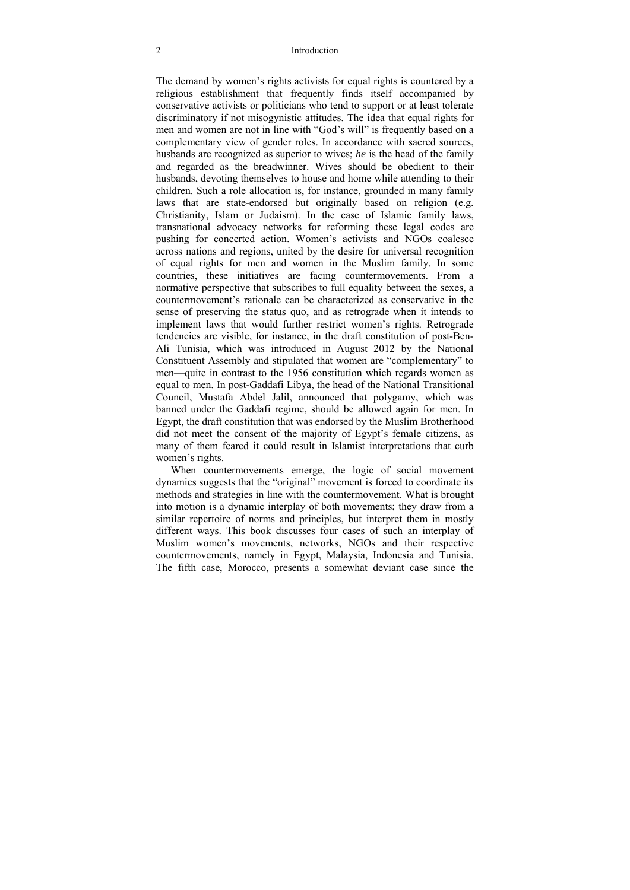The demand by women's rights activists for equal rights is countered by a religious establishment that frequently finds itself accompanied by conservative activists or politicians who tend to support or at least tolerate discriminatory if not misogynistic attitudes. The idea that equal rights for men and women are not in line with "God's will" is frequently based on a complementary view of gender roles. In accordance with sacred sources, husbands are recognized as superior to wives; *he* is the head of the family and regarded as the breadwinner. Wives should be obedient to their husbands, devoting themselves to house and home while attending to their children. Such a role allocation is, for instance, grounded in many family laws that are state-endorsed but originally based on religion (e.g. Christianity, Islam or Judaism). In the case of Islamic family laws, transnational advocacy networks for reforming these legal codes are pushing for concerted action. Women's activists and NGOs coalesce across nations and regions, united by the desire for universal recognition of equal rights for men and women in the Muslim family. In some countries, these initiatives are facing countermovements. From a normative perspective that subscribes to full equality between the sexes, a countermovement's rationale can be characterized as conservative in the sense of preserving the status quo, and as retrograde when it intends to implement laws that would further restrict women's rights. Retrograde tendencies are visible, for instance, in the draft constitution of post-Ben-Ali Tunisia, which was introduced in August 2012 by the National Constituent Assembly and stipulated that women are "complementary" to men—quite in contrast to the 1956 constitution which regards women as equal to men. In post-Gaddafi Libya, the head of the National Transitional Council, Mustafa Abdel Jalil, announced that polygamy, which was banned under the Gaddafi regime, should be allowed again for men. In Egypt, the draft constitution that was endorsed by the Muslim Brotherhood did not meet the consent of the majority of Egypt's female citizens, as many of them feared it could result in Islamist interpretations that curb women's rights.

When countermovements emerge, the logic of social movement dynamics suggests that the "original" movement is forced to coordinate its methods and strategies in line with the countermovement. What is brought into motion is a dynamic interplay of both movements; they draw from a similar repertoire of norms and principles, but interpret them in mostly different ways. This book discusses four cases of such an interplay of Muslim women's movements, networks, NGOs and their respective countermovements, namely in Egypt, Malaysia, Indonesia and Tunisia. The fifth case, Morocco, presents a somewhat deviant case since the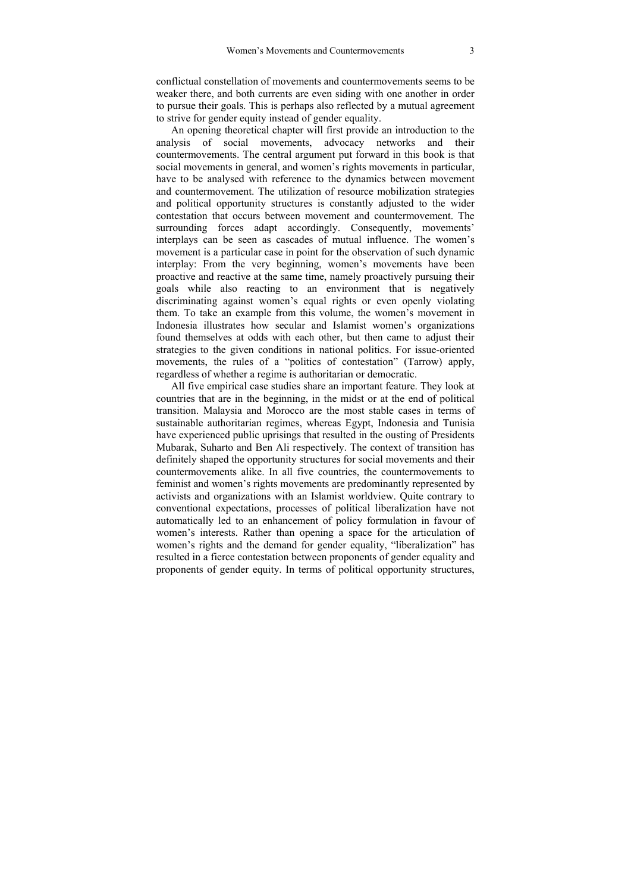conflictual constellation of movements and countermovements seems to be weaker there, and both currents are even siding with one another in order to pursue their goals. This is perhaps also reflected by a mutual agreement to strive for gender equity instead of gender equality.

An opening theoretical chapter will first provide an introduction to the analysis of social movements, advocacy networks and their countermovements. The central argument put forward in this book is that social movements in general, and women's rights movements in particular, have to be analysed with reference to the dynamics between movement and countermovement. The utilization of resource mobilization strategies and political opportunity structures is constantly adjusted to the wider contestation that occurs between movement and countermovement. The surrounding forces adapt accordingly. Consequently, movements' interplays can be seen as cascades of mutual influence. The women's movement is a particular case in point for the observation of such dynamic interplay: From the very beginning, women's movements have been proactive and reactive at the same time, namely proactively pursuing their goals while also reacting to an environment that is negatively discriminating against women's equal rights or even openly violating them. To take an example from this volume, the women's movement in Indonesia illustrates how secular and Islamist women's organizations found themselves at odds with each other, but then came to adjust their strategies to the given conditions in national politics. For issue-oriented movements, the rules of a "politics of contestation" (Tarrow) apply, regardless of whether a regime is authoritarian or democratic.

All five empirical case studies share an important feature. They look at countries that are in the beginning, in the midst or at the end of political transition. Malaysia and Morocco are the most stable cases in terms of sustainable authoritarian regimes, whereas Egypt, Indonesia and Tunisia have experienced public uprisings that resulted in the ousting of Presidents Mubarak, Suharto and Ben Ali respectively. The context of transition has definitely shaped the opportunity structures for social movements and their countermovements alike. In all five countries, the countermovements to feminist and women's rights movements are predominantly represented by activists and organizations with an Islamist worldview. Quite contrary to conventional expectations, processes of political liberalization have not automatically led to an enhancement of policy formulation in favour of women's interests. Rather than opening a space for the articulation of women's rights and the demand for gender equality, "liberalization" has resulted in a fierce contestation between proponents of gender equality and proponents of gender equity. In terms of political opportunity structures,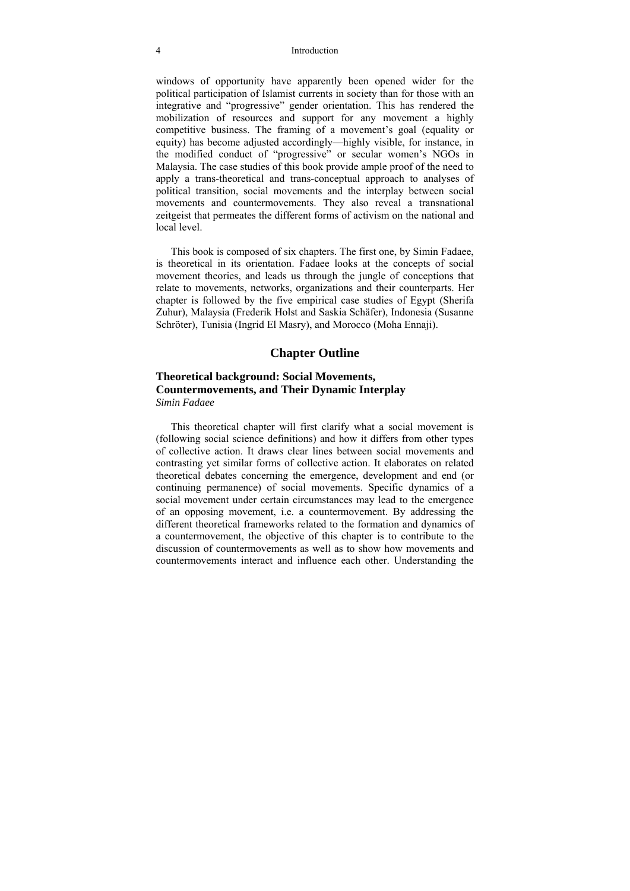windows of opportunity have apparently been opened wider for the political participation of Islamist currents in society than for those with an integrative and "progressive" gender orientation. This has rendered the mobilization of resources and support for any movement a highly competitive business. The framing of a movement's goal (equality or equity) has become adjusted accordingly—highly visible, for instance, in the modified conduct of "progressive" or secular women's NGOs in Malaysia. The case studies of this book provide ample proof of the need to apply a trans-theoretical and trans-conceptual approach to analyses of political transition, social movements and the interplay between social movements and countermovements. They also reveal a transnational zeitgeist that permeates the different forms of activism on the national and local level.

This book is composed of six chapters. The first one, by Simin Fadaee, is theoretical in its orientation. Fadaee looks at the concepts of social movement theories, and leads us through the jungle of conceptions that relate to movements, networks, organizations and their counterparts. Her chapter is followed by the five empirical case studies of Egypt (Sherifa Zuhur), Malaysia (Frederik Holst and Saskia Schäfer), Indonesia (Susanne Schröter), Tunisia (Ingrid El Masry), and Morocco (Moha Ennaji).

## Chapter Outline

### Theoretical background: Social Movements, Countermovements, and Their Dynamic Interplay

*Simin Fadaee*

This theoretical chapter will first clarify what a social movement is (following social science definitions) and how it differs from other types of collective action. It draws clear lines between social movements and contrasting yet similar forms of collective action. It elaborates on related theoretical debates concerning the emergence, development and end (or continuing permanence) of social movements. Specific dynamics of a social movement under certain circumstances may lead to the emergence of an opposing movement, i.e. a countermovement. By addressing the different theoretical frameworks related to the formation and dynamics of a countermovement, the objective of this chapter is to contribute to the discussion of countermovements as well as to show how movements and countermovements interact and influence each other. Understanding the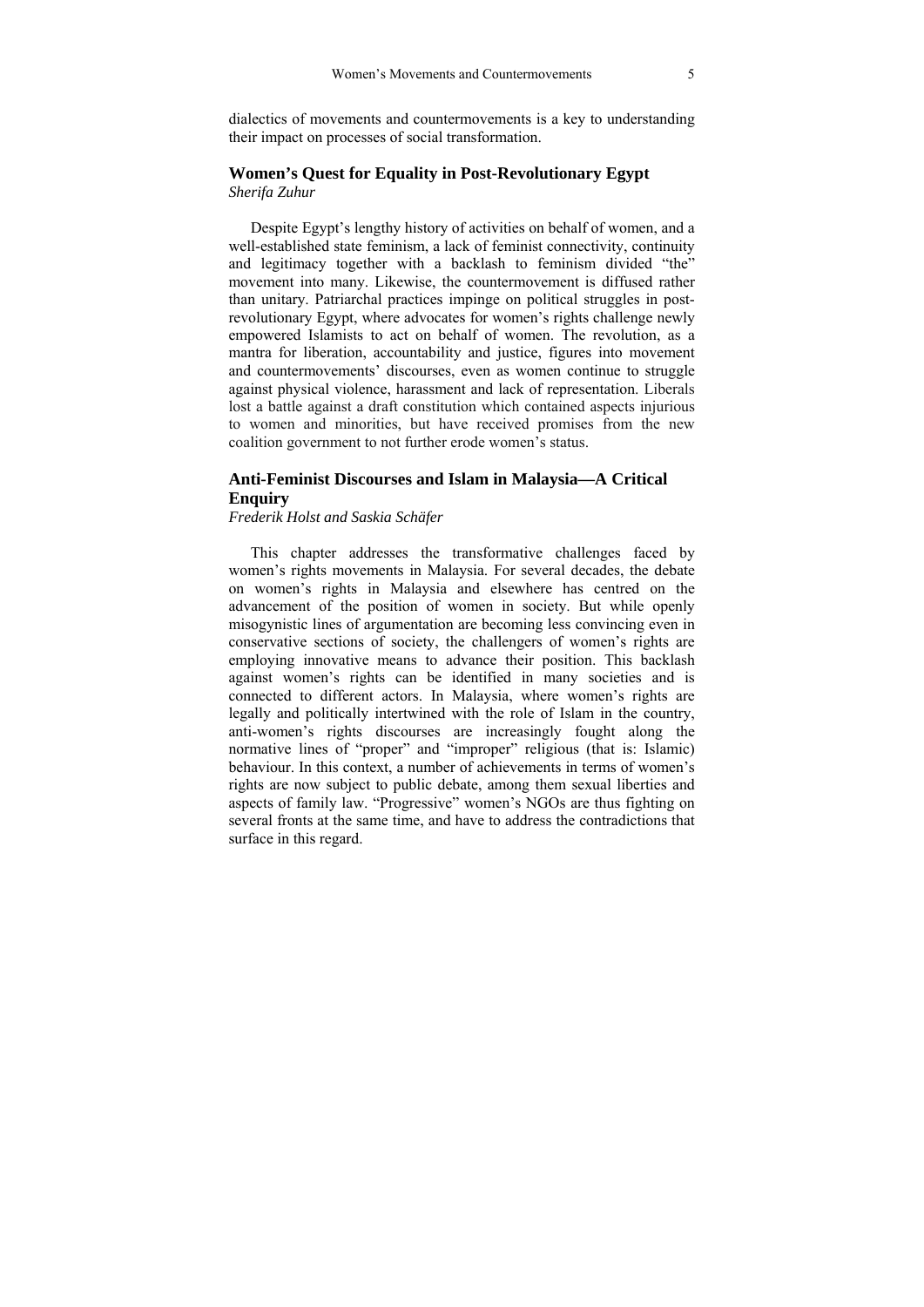dialectics of movements and countermovements is a key to understanding their impact on processes of social transformation.

## Women's Quest for Equality in Post-Revolutionary Egypt

*Sherifa Zuhur*

Despite Egypt's lengthy history of activities on behalf of women, and a well-established state feminism, a lack of feminist connectivity, continuity and legitimacy together with a backlash to feminism divided "the" movement into many. Likewise, the countermovement is diffused rather than unitary. Patriarchal practices impinge on political struggles in post-revolutionary Egypt, where advocates for women's rights challenge newly empowered Islamists to act on behalf of women. The revolution, as a mantra for liberation, accountability and justice, figures into movement and countermovements' discourses, even as women continue to struggle against physical violence, harassment and lack of representation. Liberals lost a battle against a draft constitution which contained aspects injurious to women and minorities, but have received promises from the new coalition government to not further erode women's status.

## Anti-Feminist Discourses and Islam in Malaysia—A Critical Enquiry

*Frederik Holst and Saskia Schäfer*

This chapter addresses the transformative challenges faced by women's rights movements in Malaysia. For several decades, the debate on women's rights in Malaysia and elsewhere has centred on the advancement of the position of women in society. But while openly misogynistic lines of argumentation are becoming less convincing even in conservative sections of society, the challengers of women's rights are employing innovative means to advance their position. This backlash against women's rights can be identified in many societies and is connected to different actors. In Malaysia, where women's rights are legally and politically intertwined with the role of Islam in the country, anti-women's rights discourses are increasingly fought along the normative lines of "proper" and "improper" religious (that is: Islamic) behaviour. In this context, a number of achievements in terms of women's rights are now subject to public debate, among them sexual liberties and aspects of family law. "Progressive" women's NGOs are thus fighting on several fronts at the same time, and have to address the contradictions that surface in this regard.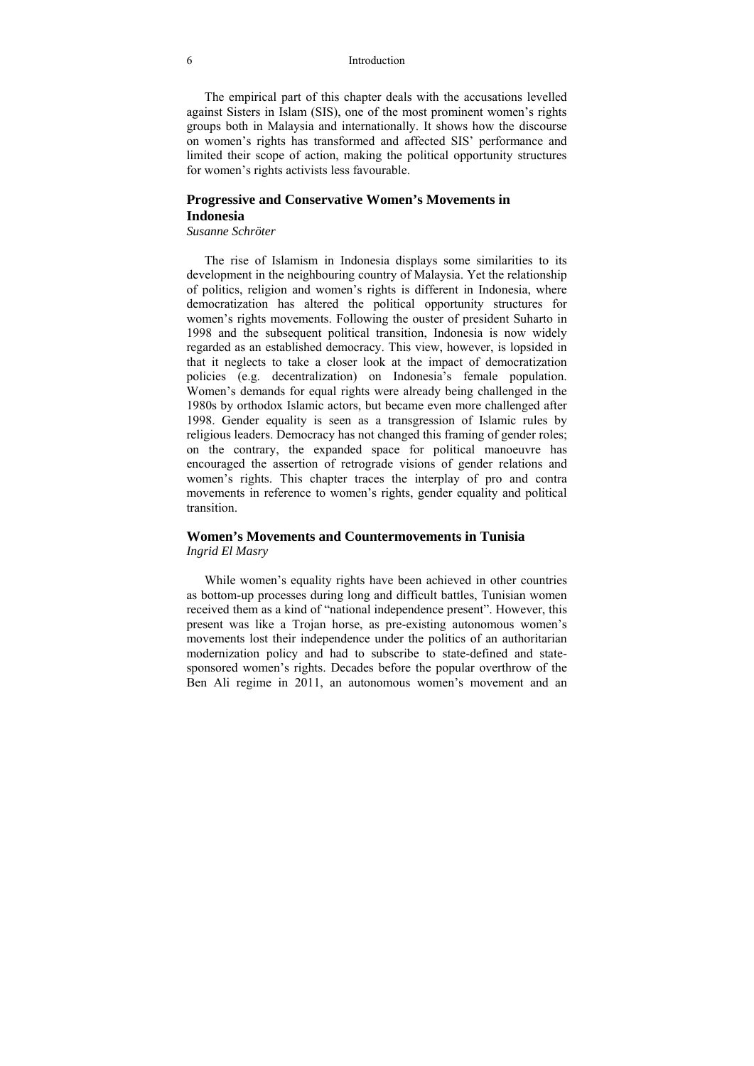The empirical part of this chapter deals with the accusations levelled against Sisters in Islam (SIS), one of the most prominent women's rights groups both in Malaysia and internationally. It shows how the discourse on women's rights has transformed and affected SIS' performance and limited their scope of action, making the political opportunity structures for women's rights activists less favourable.

## Progressive and Conservative Women's Movements in Indonesia

*Susanne Schröter*

The rise of Islamism in Indonesia displays some similarities to its development in the neighbouring country of Malaysia. Yet the relationship of politics, religion and women's rights is different in Indonesia, where democratization has altered the political opportunity structures for women's rights movements. Following the ouster of president Suharto in 1998 and the subsequent political transition, Indonesia is now widely regarded as an established democracy. This view, however, is lopsided in that it neglects to take a closer look at the impact of democratization policies (e.g. decentralization) on Indonesia's female population. Women's demands for equal rights were already being challenged in the 1980s by orthodox Islamic actors, but became even more challenged after 1998. Gender equality is seen as a transgression of Islamic rules by religious leaders. Democracy has not changed this framing of gender roles; on the contrary, the expanded space for political manoeuvre has encouraged the assertion of retrograde visions of gender relations and women's rights. This chapter traces the interplay of pro and contra movements in reference to women's rights, gender equality and political transition.

## Women's Movements and Countermovements in Tunisia

*Ingrid El Masry*

While women's equality rights have been achieved in other countries as bottom-up processes during long and difficult battles, Tunisian women received them as a kind of "national independence present". However, this present was like a Trojan horse, as pre-existing autonomous women's movements lost their independence under the politics of an authoritarian modernization policy and had to subscribe to state-defined and state-sponsored women's rights. Decades before the popular overthrow of the Ben Ali regime in 2011, an autonomous women's movement and an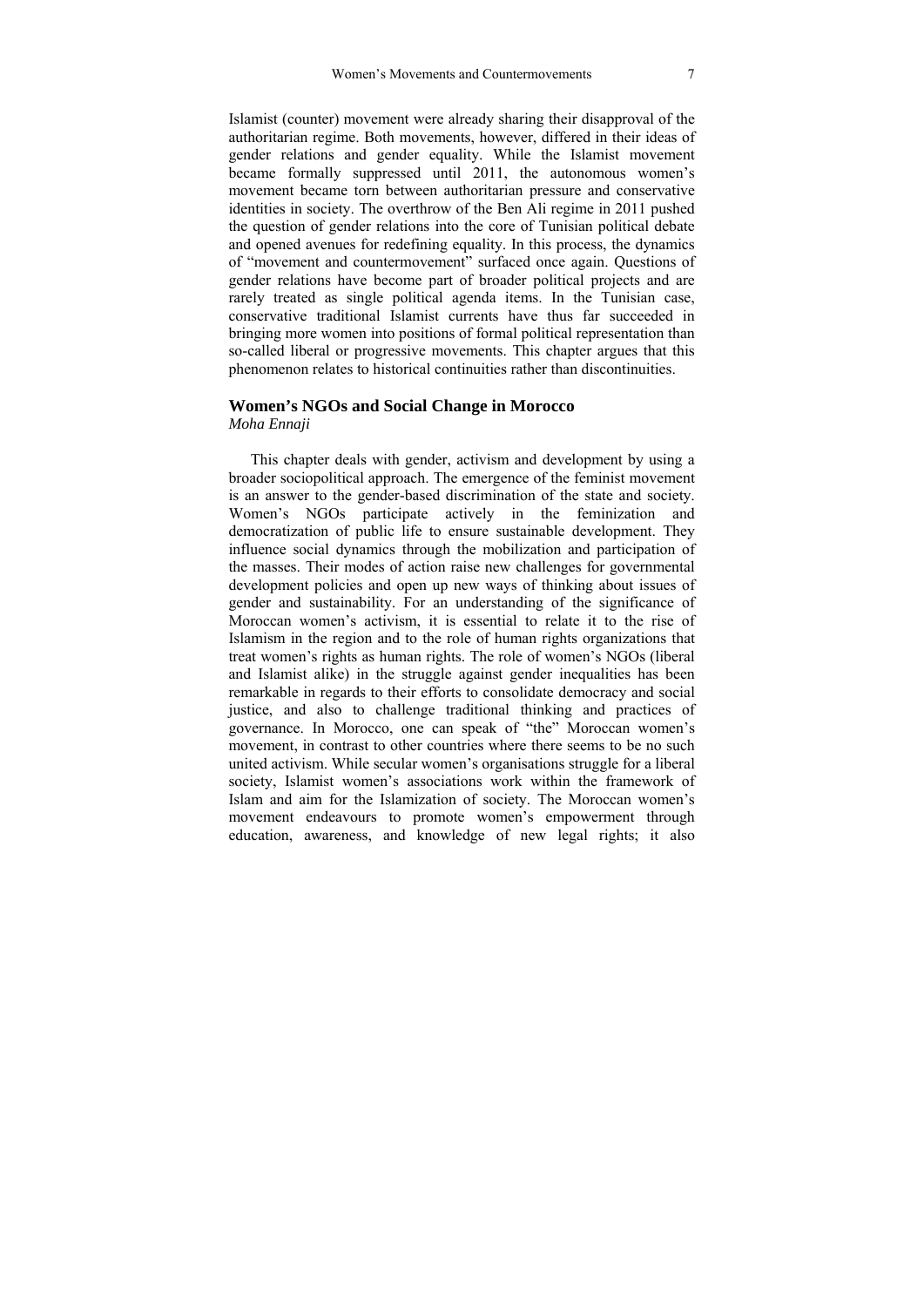Islamist (counter) movement were already sharing their disapproval of the authoritarian regime. Both movements, however, differed in their ideas of gender relations and gender equality. While the Islamist movement became formally suppressed until 2011, the autonomous women's movement became torn between authoritarian pressure and conservative identities in society. The overthrow of the Ben Ali regime in 2011 pushed the question of gender relations into the core of Tunisian political debate and opened avenues for redefining equality. In this process, the dynamics of "movement and countermovement" surfaced once again. Questions of gender relations have become part of broader political projects and are rarely treated as single political agenda items. In the Tunisian case, conservative traditional Islamist currents have thus far succeeded in bringing more women into positions of formal political representation than so-called liberal or progressive movements. This chapter argues that this phenomenon relates to historical continuities rather than discontinuities.

## Women's NGOs and Social Change in Morocco

*Moha Ennaji*

This chapter deals with gender, activism and development by using a broader sociopolitical approach. The emergence of the feminist movement is an answer to the gender-based discrimination of the state and society. Women's NGOs participate actively in the feminization and democratization of public life to ensure sustainable development. They influence social dynamics through the mobilization and participation of the masses. Their modes of action raise new challenges for governmental development policies and open up new ways of thinking about issues of gender and sustainability. For an understanding of the significance of Moroccan women's activism, it is essential to relate it to the rise of Islamism in the region and to the role of human rights organizations that treat women's rights as human rights. The role of women's NGOs (liberal and Islamist alike) in the struggle against gender inequalities has been remarkable in regards to their efforts to consolidate democracy and social justice, and also to challenge traditional thinking and practices of governance. In Morocco, one can speak of "the" Moroccan women's movement, in contrast to other countries where there seems to be no such united activism. While secular women's organisations struggle for a liberal society, Islamist women's associations work within the framework of Islam and aim for the Islamization of society. The Moroccan women's movement endeavours to promote women's empowerment through education, awareness, and knowledge of new legal rights; it also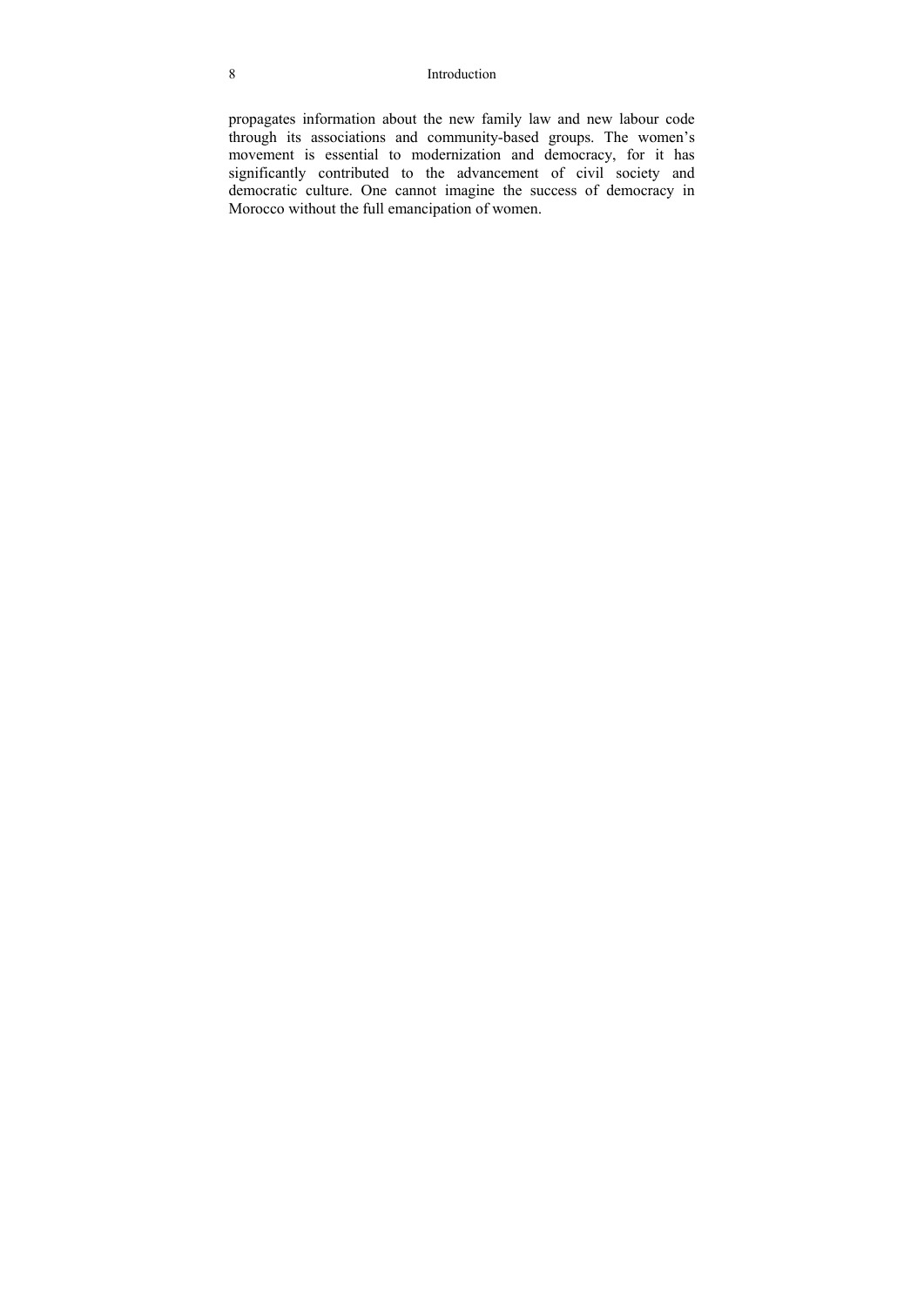propagates information about the new family law and new labour code through its associations and community-based groups. The women's movement is essential to modernization and democracy, for it has significantly contributed to the advancement of civil society and democratic culture. One cannot imagine the success of democracy in Morocco without the full emancipation of women.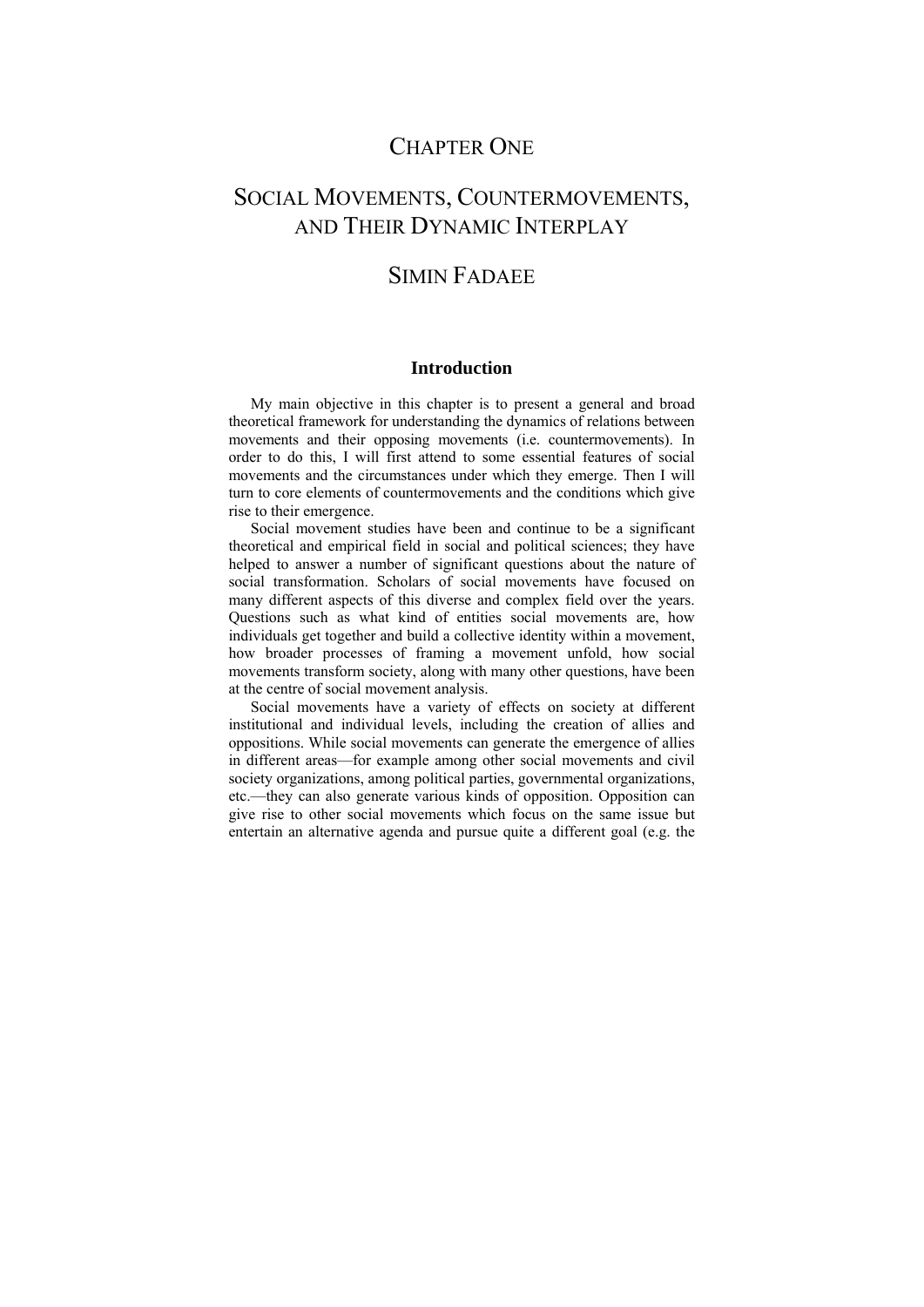# CHAPTER ONE

# SOCIAL MOVEMENTS, COUNTERMOVEMENTS, AND THEIR DYNAMIC INTERPLAY

## SIMIN FADAEE

### Introduction

My main objective in this chapter is to present a general and broad theoretical framework for understanding the dynamics of relations between movements and their opposing movements (i.e. countermovements). In order to do this, I will first attend to some essential features of social movements and the circumstances under which they emerge. Then I will turn to core elements of countermovements and the conditions which give rise to their emergence.

Social movement studies have been and continue to be a significant theoretical and empirical field in social and political sciences; they have helped to answer a number of significant questions about the nature of social transformation. Scholars of social movements have focused on many different aspects of this diverse and complex field over the years. Questions such as what kind of entities social movements are, how individuals get together and build a collective identity within a movement, how broader processes of framing a movement unfold, how social movements transform society, along with many other questions, have been at the centre of social movement analysis.

Social movements have a variety of effects on society at different institutional and individual levels, including the creation of allies and oppositions. While social movements can generate the emergence of allies in different areas—for example among other social movements and civil society organizations, among political parties, governmental organizations, etc.—they can also generate various kinds of opposition. Opposition can give rise to other social movements which focus on the same issue but entertain an alternative agenda and pursue quite a different goal (e.g. the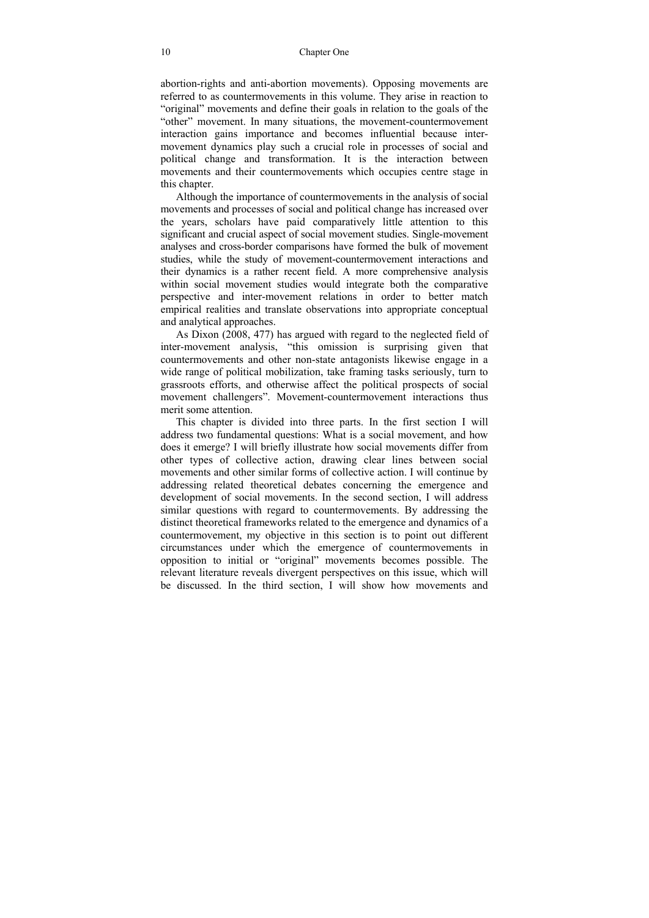abortion-rights and anti-abortion movements). Opposing movements are referred to as countermovements in this volume. They arise in reaction to "original" movements and define their goals in relation to the goals of the "other" movement. In many situations, the movement-countermovement interaction gains importance and becomes influential because inter-movement dynamics play such a crucial role in processes of social and political change and transformation. It is the interaction between movements and their countermovements which occupies centre stage in this chapter.

Although the importance of countermovements in the analysis of social movements and processes of social and political change has increased over the years, scholars have paid comparatively little attention to this significant and crucial aspect of social movement studies. Single-movement analyses and cross-border comparisons have formed the bulk of movement studies, while the study of movement-countermovement interactions and their dynamics is a rather recent field. A more comprehensive analysis within social movement studies would integrate both the comparative perspective and inter-movement relations in order to better match empirical realities and translate observations into appropriate conceptual and analytical approaches.

As Dixon (2008, 477) has argued with regard to the neglected field of inter-movement analysis, "this omission is surprising given that countermovements and other non-state antagonists likewise engage in a wide range of political mobilization, take framing tasks seriously, turn to grassroots efforts, and otherwise affect the political prospects of social movement challengers". Movement-countermovement interactions thus merit some attention.

This chapter is divided into three parts. In the first section I will address two fundamental questions: What is a social movement, and how does it emerge? I will briefly illustrate how social movements differ from other types of collective action, drawing clear lines between social movements and other similar forms of collective action. I will continue by addressing related theoretical debates concerning the emergence and development of social movements. In the second section, I will address similar questions with regard to countermovements. By addressing the distinct theoretical frameworks related to the emergence and dynamics of a countermovement, my objective in this section is to point out different circumstances under which the emergence of countermovements in opposition to initial or "original" movements becomes possible. The relevant literature reveals divergent perspectives on this issue, which will be discussed. In the third section, I will show how movements and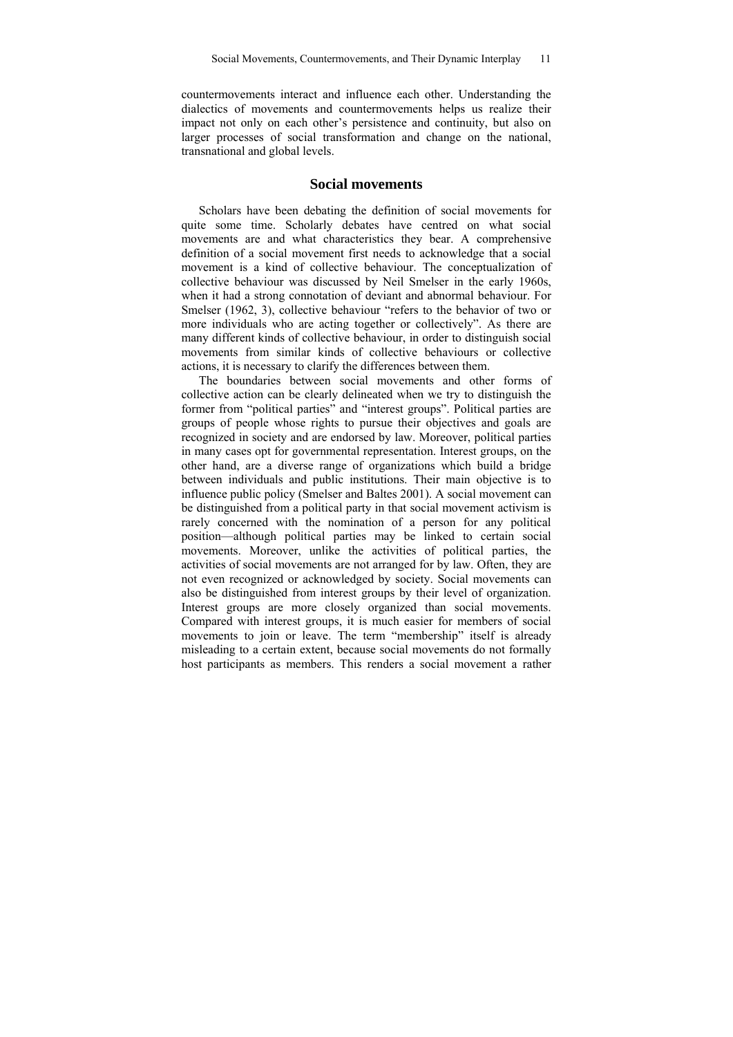countermovements interact and influence each other. Understanding the dialectics of movements and countermovements helps us realize their impact not only on each other's persistence and continuity, but also on larger processes of social transformation and change on the national, transnational and global levels.

## Social movements

Scholars have been debating the definition of social movements for quite some time. Scholarly debates have centred on what social movements are and what characteristics they bear. A comprehensive definition of a social movement first needs to acknowledge that a social movement is a kind of collective behaviour. The conceptualization of collective behaviour was discussed by Neil Smelser in the early 1960s, when it had a strong connotation of deviant and abnormal behaviour. For Smelser (1962, 3), collective behaviour "refers to the behavior of two or more individuals who are acting together or collectively". As there are many different kinds of collective behaviour, in order to distinguish social movements from similar kinds of collective behaviours or collective actions, it is necessary to clarify the differences between them.

The boundaries between social movements and other forms of collective action can be clearly delineated when we try to distinguish the former from "political parties" and "interest groups". Political parties are groups of people whose rights to pursue their objectives and goals are recognized in society and are endorsed by law. Moreover, political parties in many cases opt for governmental representation. Interest groups, on the other hand, are a diverse range of organizations which build a bridge between individuals and public institutions. Their main objective is to influence public policy (Smelser and Baltes 2001). A social movement can be distinguished from a political party in that social movement activism is rarely concerned with the nomination of a person for any political position—although political parties may be linked to certain social movements. Moreover, unlike the activities of political parties, the activities of social movements are not arranged for by law. Often, they are not even recognized or acknowledged by society. Social movements can also be distinguished from interest groups by their level of organization. Interest groups are more closely organized than social movements. Compared with interest groups, it is much easier for members of social movements to join or leave. The term "membership" itself is already misleading to a certain extent, because social movements do not formally host participants as members. This renders a social movement a rather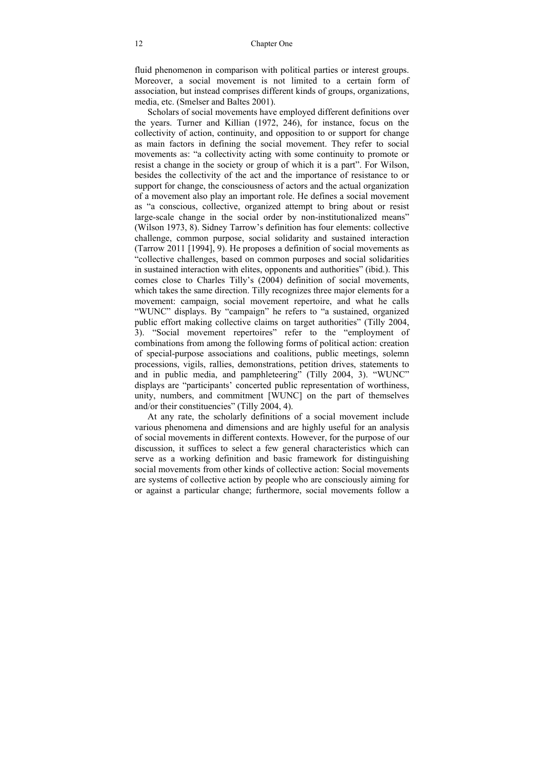fluid phenomenon in comparison with political parties or interest groups. Moreover, a social movement is not limited to a certain form of association, but instead comprises different kinds of groups, organizations, media, etc. (Smelser and Baltes 2001).

Scholars of social movements have employed different definitions over the years. Turner and Killian (1972, 246), for instance, focus on the collectivity of action, continuity, and opposition to or support for change as main factors in defining the social movement. They refer to social movements as: "a collectivity acting with some continuity to promote or resist a change in the society or group of which it is a part". For Wilson, besides the collectivity of the act and the importance of resistance to or support for change, the consciousness of actors and the actual organization of a movement also play an important role. He defines a social movement as "a conscious, collective, organized attempt to bring about or resist large-scale change in the social order by non-institutionalized means" (Wilson 1973, 8). Sidney Tarrow's definition has four elements: collective challenge, common purpose, social solidarity and sustained interaction (Tarrow 2011 [1994], 9). He proposes a definition of social movements as "collective challenges, based on common purposes and social solidarities in sustained interaction with elites, opponents and authorities" (ibid.). This comes close to Charles Tilly's (2004) definition of social movements, which takes the same direction. Tilly recognizes three major elements for a movement: campaign, social movement repertoire, and what he calls "WUNC" displays. By "campaign" he refers to "a sustained, organized public effort making collective claims on target authorities" (Tilly 2004, 3). "Social movement repertoires" refer to the "employment of combinations from among the following forms of political action: creation of special-purpose associations and coalitions, public meetings, solemn processions, vigils, rallies, demonstrations, petition drives, statements to and in public media, and pamphleteering" (Tilly 2004, 3). "WUNC" displays are "participants' concerted public representation of worthiness, unity, numbers, and commitment [WUNC] on the part of themselves and/or their constituencies" (Tilly 2004, 4).

At any rate, the scholarly definitions of a social movement include various phenomena and dimensions and are highly useful for an analysis of social movements in different contexts. However, for the purpose of our discussion, it suffices to select a few general characteristics which can serve as a working definition and basic framework for distinguishing social movements from other kinds of collective action: Social movements are systems of collective action by people who are consciously aiming for or against a particular change; furthermore, social movements follow a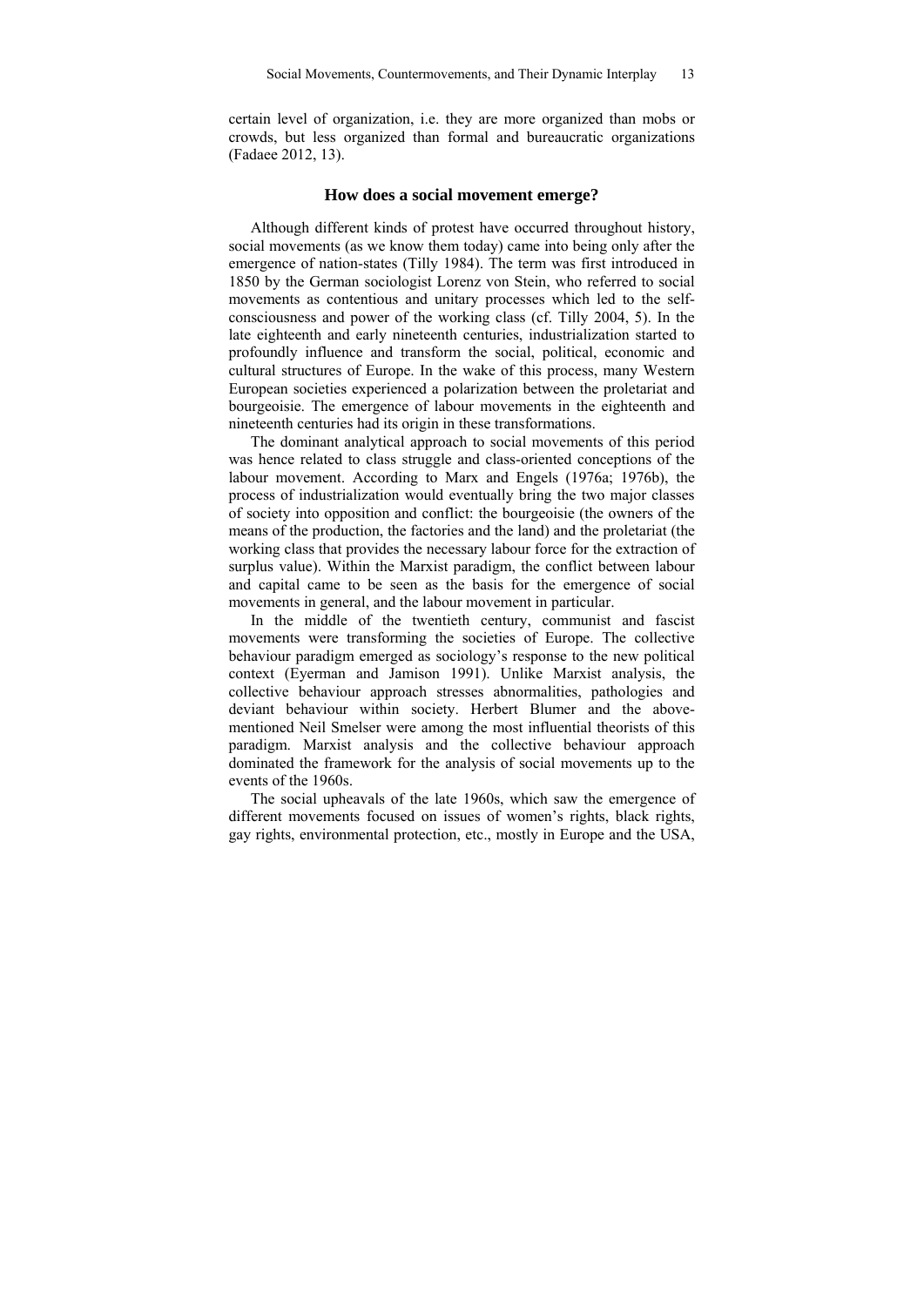certain level of organization, i.e. they are more organized than mobs or crowds, but less organized than formal and bureaucratic organizations (Fadaee 2012, 13).

## How does a social movement emerge?

Although different kinds of protest have occurred throughout history, social movements (as we know them today) came into being only after the emergence of nation-states (Tilly 1984). The term was first introduced in 1850 by the German sociologist Lorenz von Stein, who referred to social movements as contentious and unitary processes which led to the self-consciousness and power of the working class (cf. Tilly 2004, 5). In the late eighteenth and early nineteenth centuries, industrialization started to profoundly influence and transform the social, political, economic and cultural structures of Europe. In the wake of this process, many Western European societies experienced a polarization between the proletariat and bourgeoisie. The emergence of labour movements in the eighteenth and nineteenth centuries had its origin in these transformations.

The dominant analytical approach to social movements of this period was hence related to class struggle and class-oriented conceptions of the labour movement. According to Marx and Engels (1976a; 1976b), the process of industrialization would eventually bring the two major classes of society into opposition and conflict: the bourgeoisie (the owners of the means of the production, the factories and the land) and the proletariat (the working class that provides the necessary labour force for the extraction of surplus value). Within the Marxist paradigm, the conflict between labour and capital came to be seen as the basis for the emergence of social movements in general, and the labour movement in particular.

In the middle of the twentieth century, communist and fascist movements were transforming the societies of Europe. The collective behaviour paradigm emerged as sociology's response to the new political context (Eyerman and Jamison 1991). Unlike Marxist analysis, the collective behaviour approach stresses abnormalities, pathologies and deviant behaviour within society. Herbert Blumer and the above-mentioned Neil Smelser were among the most influential theorists of this paradigm. Marxist analysis and the collective behaviour approach dominated the framework for the analysis of social movements up to the events of the 1960s.

The social upheavals of the late 1960s, which saw the emergence of different movements focused on issues of women's rights, black rights, gay rights, environmental protection, etc., mostly in Europe and the USA,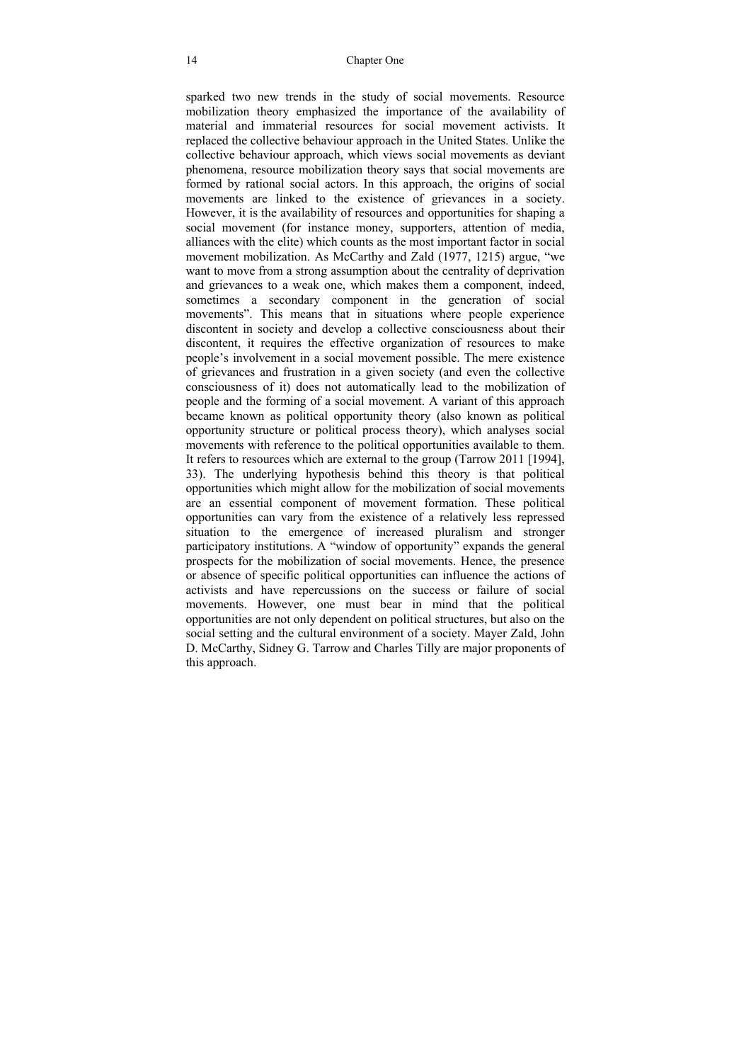sparked two new trends in the study of social movements. Resource mobilization theory emphasized the importance of the availability of material and immaterial resources for social movement activists. It replaced the collective behaviour approach in the United States. Unlike the collective behaviour approach, which views social movements as deviant phenomena, resource mobilization theory says that social movements are formed by rational social actors. In this approach, the origins of social movements are linked to the existence of grievances in a society. However, it is the availability of resources and opportunities for shaping a social movement (for instance money, supporters, attention of media, alliances with the elite) which counts as the most important factor in social movement mobilization. As McCarthy and Zald (1977, 1215) argue, "we want to move from a strong assumption about the centrality of deprivation and grievances to a weak one, which makes them a component, indeed, sometimes a secondary component in the generation of social movements". This means that in situations where people experience discontent in society and develop a collective consciousness about their discontent, it requires the effective organization of resources to make people's involvement in a social movement possible. The mere existence of grievances and frustration in a given society (and even the collective consciousness of it) does not automatically lead to the mobilization of people and the forming of a social movement. A variant of this approach became known as political opportunity theory (also known as political opportunity structure or political process theory), which analyses social movements with reference to the political opportunities available to them. It refers to resources which are external to the group (Tarrow 2011 [1994], 33). The underlying hypothesis behind this theory is that political opportunities which might allow for the mobilization of social movements are an essential component of movement formation. These political opportunities can vary from the existence of a relatively less repressed situation to the emergence of increased pluralism and stronger participatory institutions. A "window of opportunity" expands the general prospects for the mobilization of social movements. Hence, the presence or absence of specific political opportunities can influence the actions of activists and have repercussions on the success or failure of social movements. However, one must bear in mind that the political opportunities are not only dependent on political structures, but also on the social setting and the cultural environment of a society. Mayer Zald, John D. McCarthy, Sidney G. Tarrow and Charles Tilly are major proponents of this approach.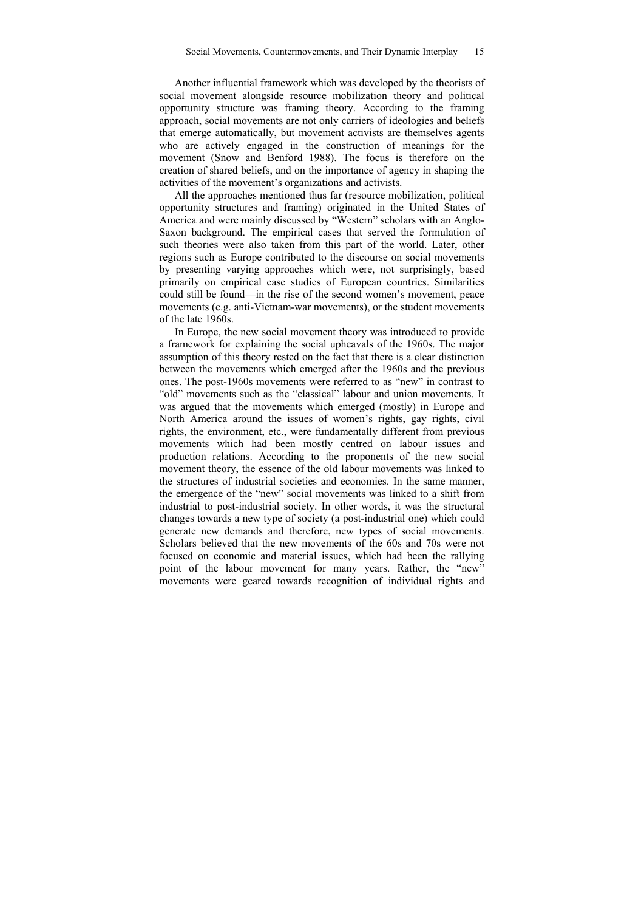Another influential framework which was developed by the theorists of social movement alongside resource mobilization theory and political opportunity structure was framing theory. According to the framing approach, social movements are not only carriers of ideologies and beliefs that emerge automatically, but movement activists are themselves agents who are actively engaged in the construction of meanings for the movement (Snow and Benford 1988). The focus is therefore on the creation of shared beliefs, and on the importance of agency in shaping the activities of the movement's organizations and activists.

All the approaches mentioned thus far (resource mobilization, political opportunity structures and framing) originated in the United States of America and were mainly discussed by "Western" scholars with an Anglo-Saxon background. The empirical cases that served the formulation of such theories were also taken from this part of the world. Later, other regions such as Europe contributed to the discourse on social movements by presenting varying approaches which were, not surprisingly, based primarily on empirical case studies of European countries. Similarities could still be found—in the rise of the second women's movement, peace movements (e.g. anti-Vietnam-war movements), or the student movements of the late 1960s.

In Europe, the new social movement theory was introduced to provide a framework for explaining the social upheavals of the 1960s. The major assumption of this theory rested on the fact that there is a clear distinction between the movements which emerged after the 1960s and the previous ones. The post-1960s movements were referred to as "new" in contrast to "old" movements such as the "classical" labour and union movements. It was argued that the movements which emerged (mostly) in Europe and North America around the issues of women's rights, gay rights, civil rights, the environment, etc., were fundamentally different from previous movements which had been mostly centred on labour issues and production relations. According to the proponents of the new social movement theory, the essence of the old labour movements was linked to the structures of industrial societies and economies. In the same manner, the emergence of the "new" social movements was linked to a shift from industrial to post-industrial society. In other words, it was the structural changes towards a new type of society (a post-industrial one) which could generate new demands and therefore, new types of social movements. Scholars believed that the new movements of the 60s and 70s were not focused on economic and material issues, which had been the rallying point of the labour movement for many years. Rather, the "new" movements were geared towards recognition of individual rights and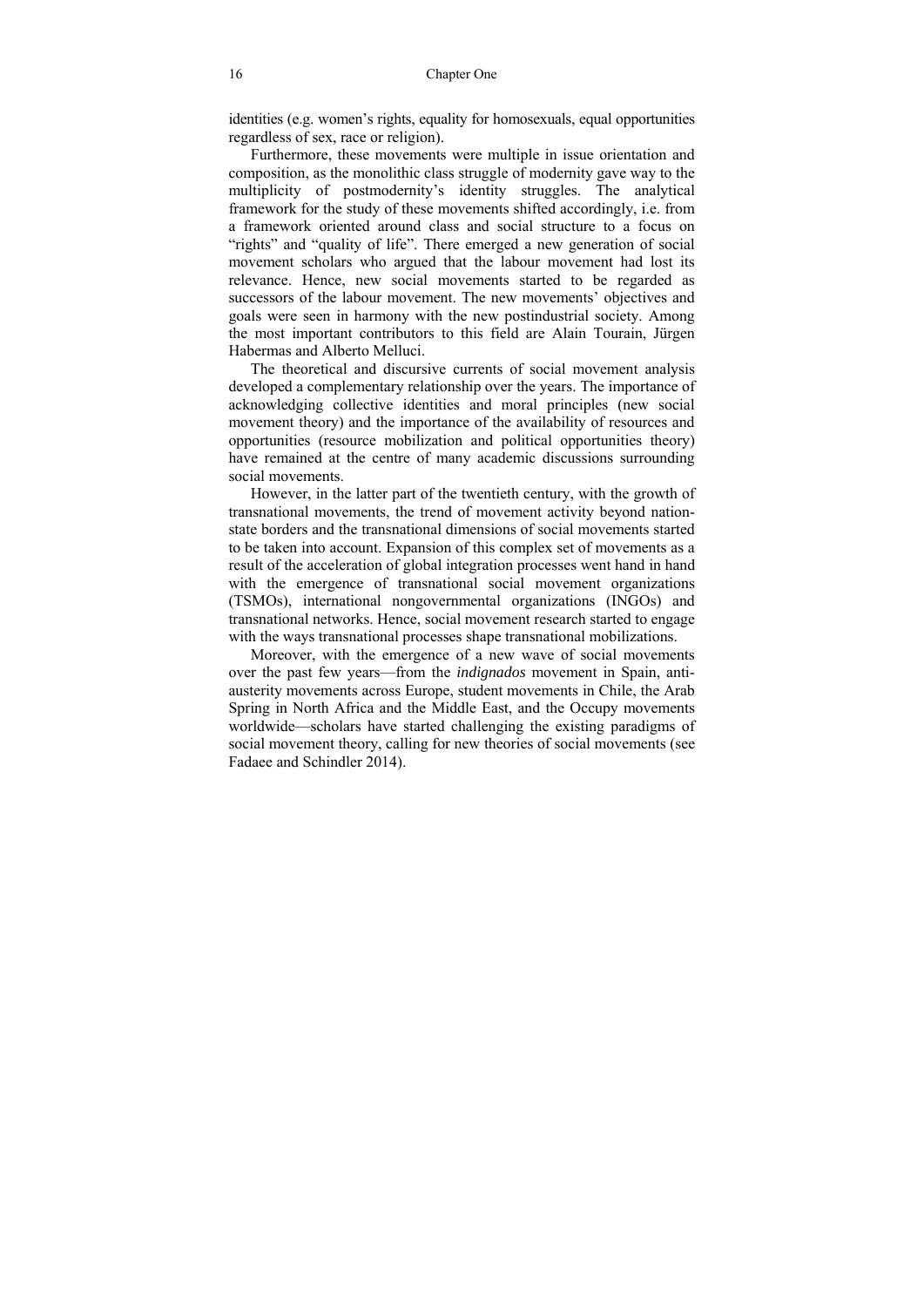identities (e.g. women's rights, equality for homosexuals, equal opportunities regardless of sex, race or religion).

Furthermore, these movements were multiple in issue orientation and composition, as the monolithic class struggle of modernity gave way to the multiplicity of postmodernity's identity struggles. The analytical framework for the study of these movements shifted accordingly, i.e. from a framework oriented around class and social structure to a focus on "rights" and "quality of life". There emerged a new generation of social movement scholars who argued that the labour movement had lost its relevance. Hence, new social movements started to be regarded as successors of the labour movement. The new movements' objectives and goals were seen in harmony with the new postindustrial society. Among the most important contributors to this field are Alain Tourain, Jürgen Habermas and Alberto Melluci.

The theoretical and discursive currents of social movement analysis developed a complementary relationship over the years. The importance of acknowledging collective identities and moral principles (new social movement theory) and the importance of the availability of resources and opportunities (resource mobilization and political opportunities theory) have remained at the centre of many academic discussions surrounding social movements.

However, in the latter part of the twentieth century, with the growth of transnational movements, the trend of movement activity beyond nation-state borders and the transnational dimensions of social movements started to be taken into account. Expansion of this complex set of movements as a result of the acceleration of global integration processes went hand in hand with the emergence of transnational social movement organizations (TSMOs), international nongovernmental organizations (INGOs) and transnational networks. Hence, social movement research started to engage with the ways transnational processes shape transnational mobilizations.

Moreover, with the emergence of a new wave of social movements over the past few years—from the *indignados* movement in Spain, anti-austerity movements across Europe, student movements in Chile, the Arab Spring in North Africa and the Middle East, and the Occupy movements worldwide—scholars have started challenging the existing paradigms of social movement theory, calling for new theories of social movements (see Fadaee and Schindler 2014).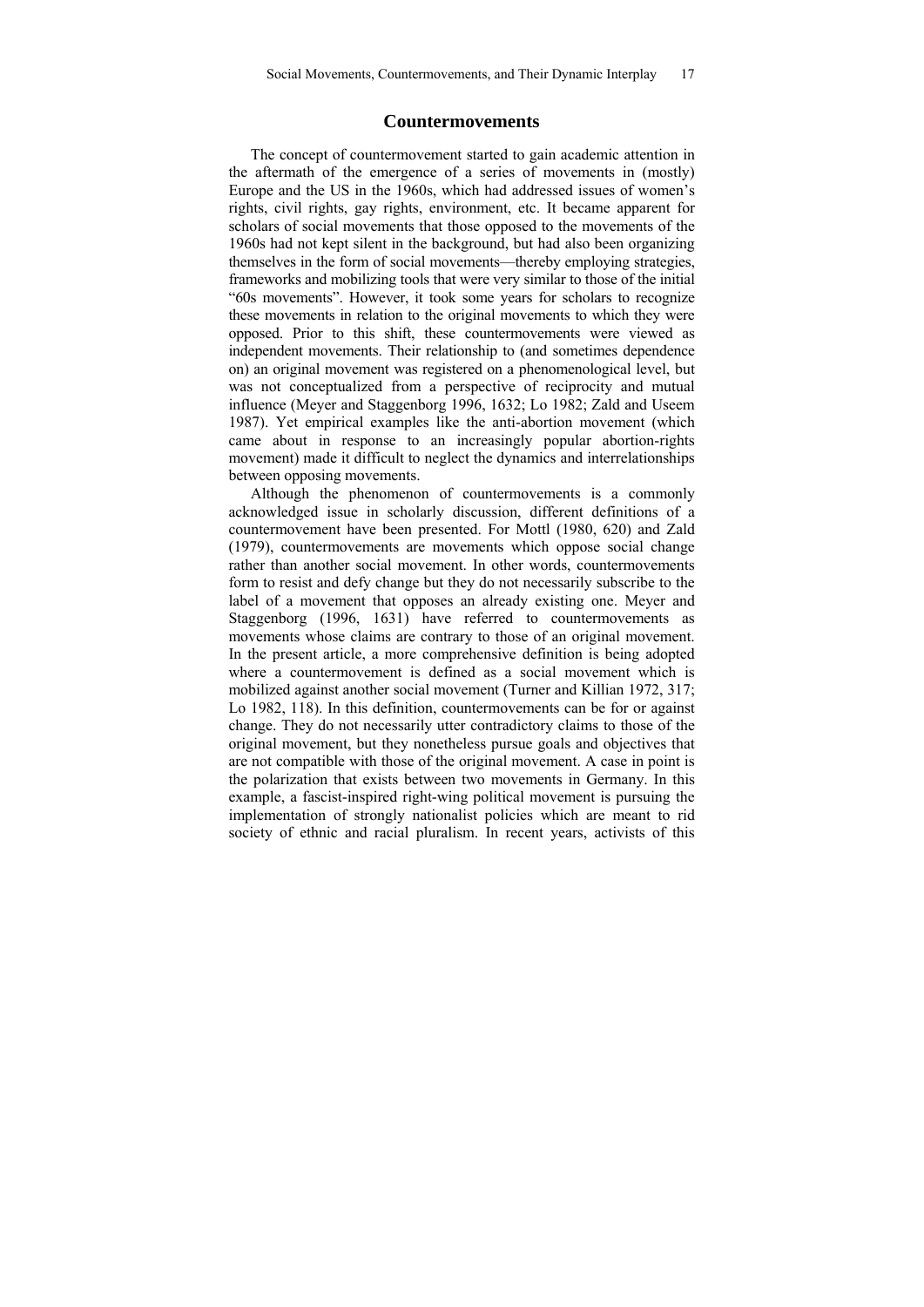## Countermovements

The concept of countermovement started to gain academic attention in the aftermath of the emergence of a series of movements in (mostly) Europe and the US in the 1960s, which had addressed issues of women's rights, civil rights, gay rights, environment, etc. It became apparent for scholars of social movements that those opposed to the movements of the 1960s had not kept silent in the background, but had also been organizing themselves in the form of social movements—thereby employing strategies, frameworks and mobilizing tools that were very similar to those of the initial "60s movements". However, it took some years for scholars to recognize these movements in relation to the original movements to which they were opposed. Prior to this shift, these countermovements were viewed as independent movements. Their relationship to (and sometimes dependence on) an original movement was registered on a phenomenological level, but was not conceptualized from a perspective of reciprocity and mutual influence (Meyer and Staggenborg 1996, 1632; Lo 1982; Zald and Useem 1987). Yet empirical examples like the anti-abortion movement (which came about in response to an increasingly popular abortion-rights movement) made it difficult to neglect the dynamics and interrelationships between opposing movements.

Although the phenomenon of countermovements is a commonly acknowledged issue in scholarly discussion, different definitions of a countermovement have been presented. For Mottl (1980, 620) and Zald (1979), countermovements are movements which oppose social change rather than another social movement. In other words, countermovements form to resist and defy change but they do not necessarily subscribe to the label of a movement that opposes an already existing one. Meyer and Staggenborg (1996, 1631) have referred to countermovements as movements whose claims are contrary to those of an original movement. In the present article, a more comprehensive definition is being adopted where a countermovement is defined as a social movement which is mobilized against another social movement (Turner and Killian 1972, 317; Lo 1982, 118). In this definition, countermovements can be for or against change. They do not necessarily utter contradictory claims to those of the original movement, but they nonetheless pursue goals and objectives that are not compatible with those of the original movement. A case in point is the polarization that exists between two movements in Germany. In this example, a fascist-inspired right-wing political movement is pursuing the implementation of strongly nationalist policies which are meant to rid society of ethnic and racial pluralism. In recent years, activists of this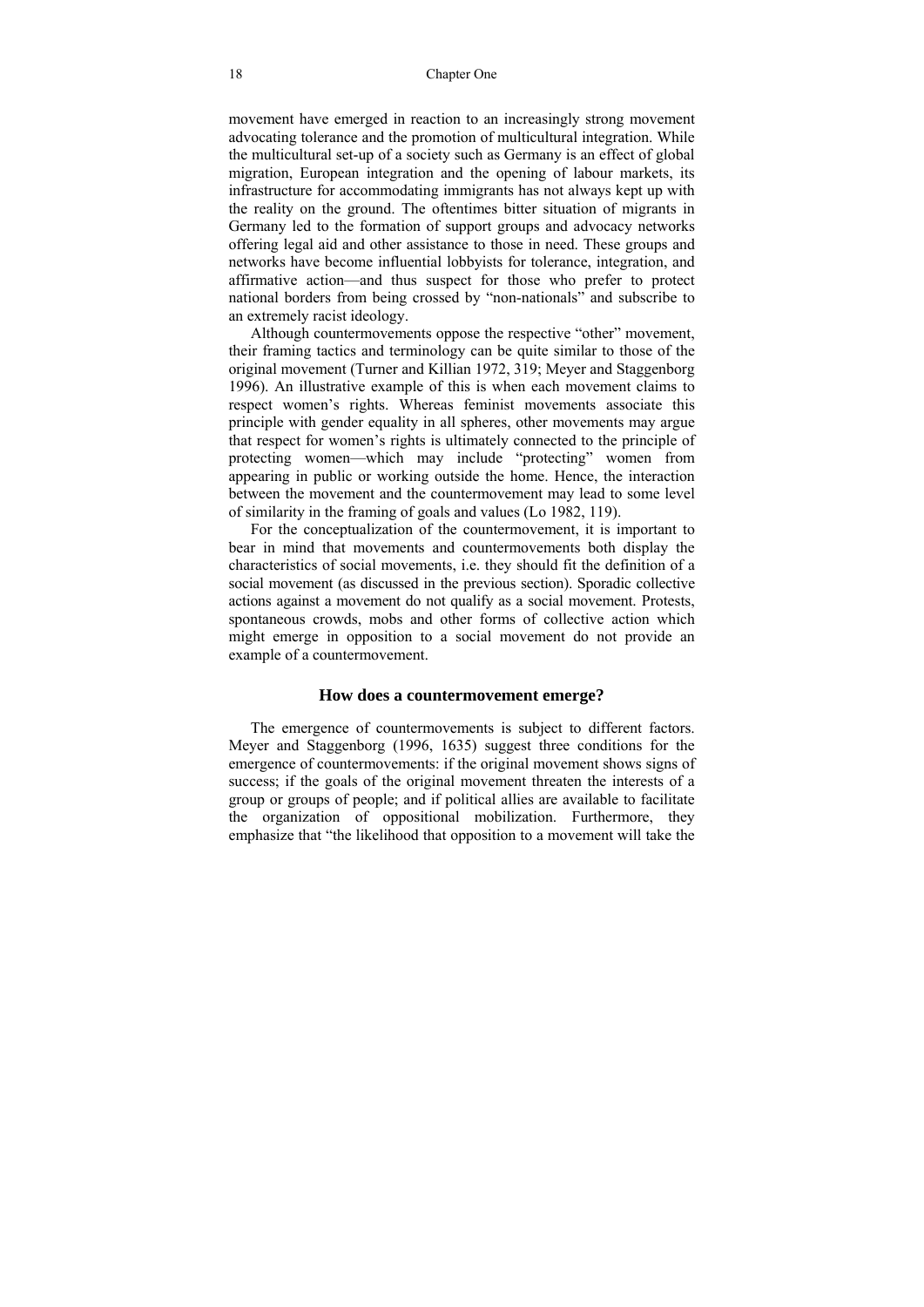movement have emerged in reaction to an increasingly strong movement advocating tolerance and the promotion of multicultural integration. While the multicultural set-up of a society such as Germany is an effect of global migration, European integration and the opening of labour markets, its infrastructure for accommodating immigrants has not always kept up with the reality on the ground. The oftentimes bitter situation of migrants in Germany led to the formation of support groups and advocacy networks offering legal aid and other assistance to those in need. These groups and networks have become influential lobbyists for tolerance, integration, and affirmative action—and thus suspect for those who prefer to protect national borders from being crossed by "non-nationals" and subscribe to an extremely racist ideology.

Although countermovements oppose the respective "other" movement, their framing tactics and terminology can be quite similar to those of the original movement (Turner and Killian 1972, 319; Meyer and Staggenborg 1996). An illustrative example of this is when each movement claims to respect women's rights. Whereas feminist movements associate this principle with gender equality in all spheres, other movements may argue that respect for women's rights is ultimately connected to the principle of protecting women—which may include "protecting" women from appearing in public or working outside the home. Hence, the interaction between the movement and the countermovement may lead to some level of similarity in the framing of goals and values (Lo 1982, 119).

For the conceptualization of the countermovement, it is important to bear in mind that movements and countermovements both display the characteristics of social movements, i.e. they should fit the definition of a social movement (as discussed in the previous section). Sporadic collective actions against a movement do not qualify as a social movement. Protests, spontaneous crowds, mobs and other forms of collective action which might emerge in opposition to a social movement do not provide an example of a countermovement.

### How does a countermovement emerge?

The emergence of countermovements is subject to different factors. Meyer and Staggenborg (1996, 1635) suggest three conditions for the emergence of countermovements: if the original movement shows signs of success; if the goals of the original movement threaten the interests of a group or groups of people; and if political allies are available to facilitate the organization of oppositional mobilization. Furthermore, they emphasize that "the likelihood that opposition to a movement will take the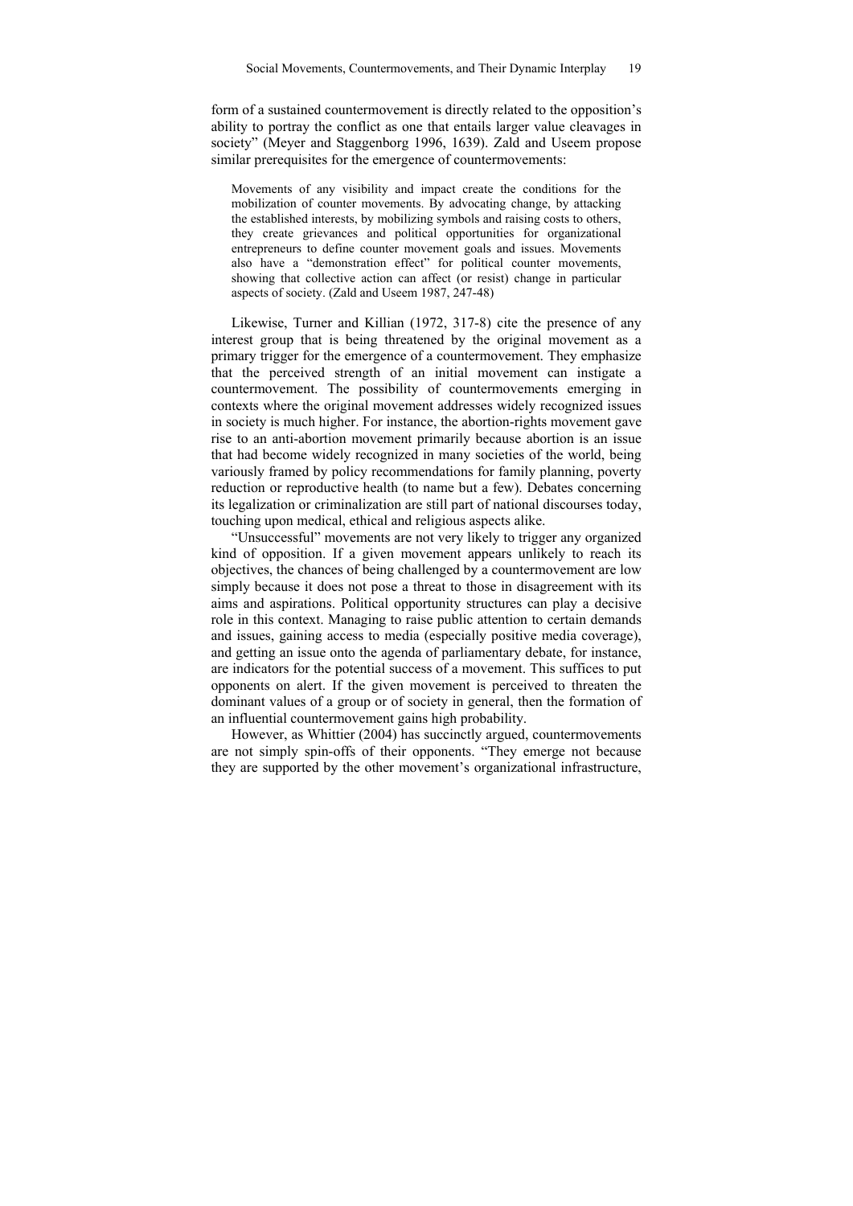form of a sustained countermovement is directly related to the opposition's ability to portray the conflict as one that entails larger value cleavages in society" (Meyer and Staggenborg 1996, 1639). Zald and Useem propose similar prerequisites for the emergence of countermovements:

> Movements of any visibility and impact create the conditions for the mobilization of counter movements. By advocating change, by attacking the established interests, by mobilizing symbols and raising costs to others, they create grievances and political opportunities for organizational entrepreneurs to define counter movement goals and issues. Movements also have a "demonstration effect" for political counter movements, showing that collective action can affect (or resist) change in particular aspects of society. (Zald and Useem 1987, 247-48)

Likewise, Turner and Killian (1972, 317-8) cite the presence of any interest group that is being threatened by the original movement as a primary trigger for the emergence of a countermovement. They emphasize that the perceived strength of an initial movement can instigate a countermovement. The possibility of countermovements emerging in contexts where the original movement addresses widely recognized issues in society is much higher. For instance, the abortion-rights movement gave rise to an anti-abortion movement primarily because abortion is an issue that had become widely recognized in many societies of the world, being variously framed by policy recommendations for family planning, poverty reduction or reproductive health (to name but a few). Debates concerning its legalization or criminalization are still part of national discourses today, touching upon medical, ethical and religious aspects alike.

"Unsuccessful" movements are not very likely to trigger any organized kind of opposition. If a given movement appears unlikely to reach its objectives, the chances of being challenged by a countermovement are low simply because it does not pose a threat to those in disagreement with its aims and aspirations. Political opportunity structures can play a decisive role in this context. Managing to raise public attention to certain demands and issues, gaining access to media (especially positive media coverage), and getting an issue onto the agenda of parliamentary debate, for instance, are indicators for the potential success of a movement. This suffices to put opponents on alert. If the given movement is perceived to threaten the dominant values of a group or of society in general, then the formation of an influential countermovement gains high probability.

However, as Whittier (2004) has succinctly argued, countermovements are not simply spin-offs of their opponents. "They emerge not because they are supported by the other movement's organizational infrastructure,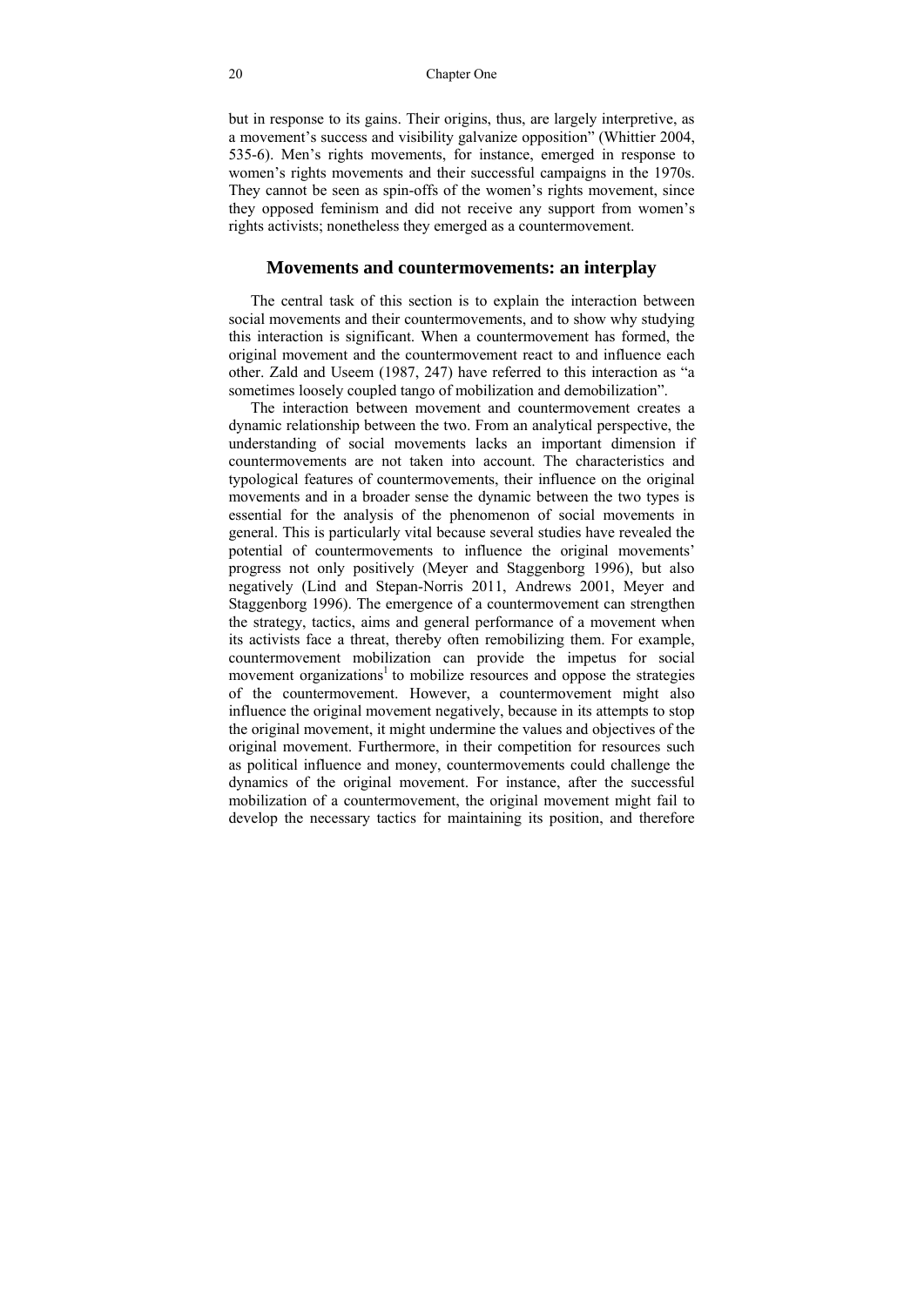but in response to its gains. Their origins, thus, are largely interpretive, as a movement's success and visibility galvanize opposition" (Whittier 2004, 535-6). Men's rights movements, for instance, emerged in response to women's rights movements and their successful campaigns in the 1970s. They cannot be seen as spin-offs of the women's rights movement, since they opposed feminism and did not receive any support from women's rights activists; nonetheless they emerged as a countermovement.

## Movements and countermovements: an interplay

The central task of this section is to explain the interaction between social movements and their countermovements, and to show why studying this interaction is significant. When a countermovement has formed, the original movement and the countermovement react to and influence each other. Zald and Useem (1987, 247) have referred to this interaction as "a sometimes loosely coupled tango of mobilization and demobilization".

The interaction between movement and countermovement creates a dynamic relationship between the two. From an analytical perspective, the understanding of social movements lacks an important dimension if countermovements are not taken into account. The characteristics and typological features of countermovements, their influence on the original movements and in a broader sense the dynamic between the two types is essential for the analysis of the phenomenon of social movements in general. This is particularly vital because several studies have revealed the potential of countermovements to influence the original movements' progress not only positively (Meyer and Staggenborg 1996), but also negatively (Lind and Stepan-Norris 2011, Andrews 2001, Meyer and Staggenborg 1996). The emergence of a countermovement can strengthen the strategy, tactics, aims and general performance of a movement when its activists face a threat, thereby often remobilizing them. For example, countermovement mobilization can provide the impetus for social movement organizations[1] to mobilize resources and oppose the strategies of the countermovement. However, a countermovement might also influence the original movement negatively, because in its attempts to stop the original movement, it might undermine the values and objectives of the original movement. Furthermore, in their competition for resources such as political influence and money, countermovements could challenge the dynamics of the original movement. For instance, after the successful mobilization of a countermovement, the original movement might fail to develop the necessary tactics for maintaining its position, and therefore